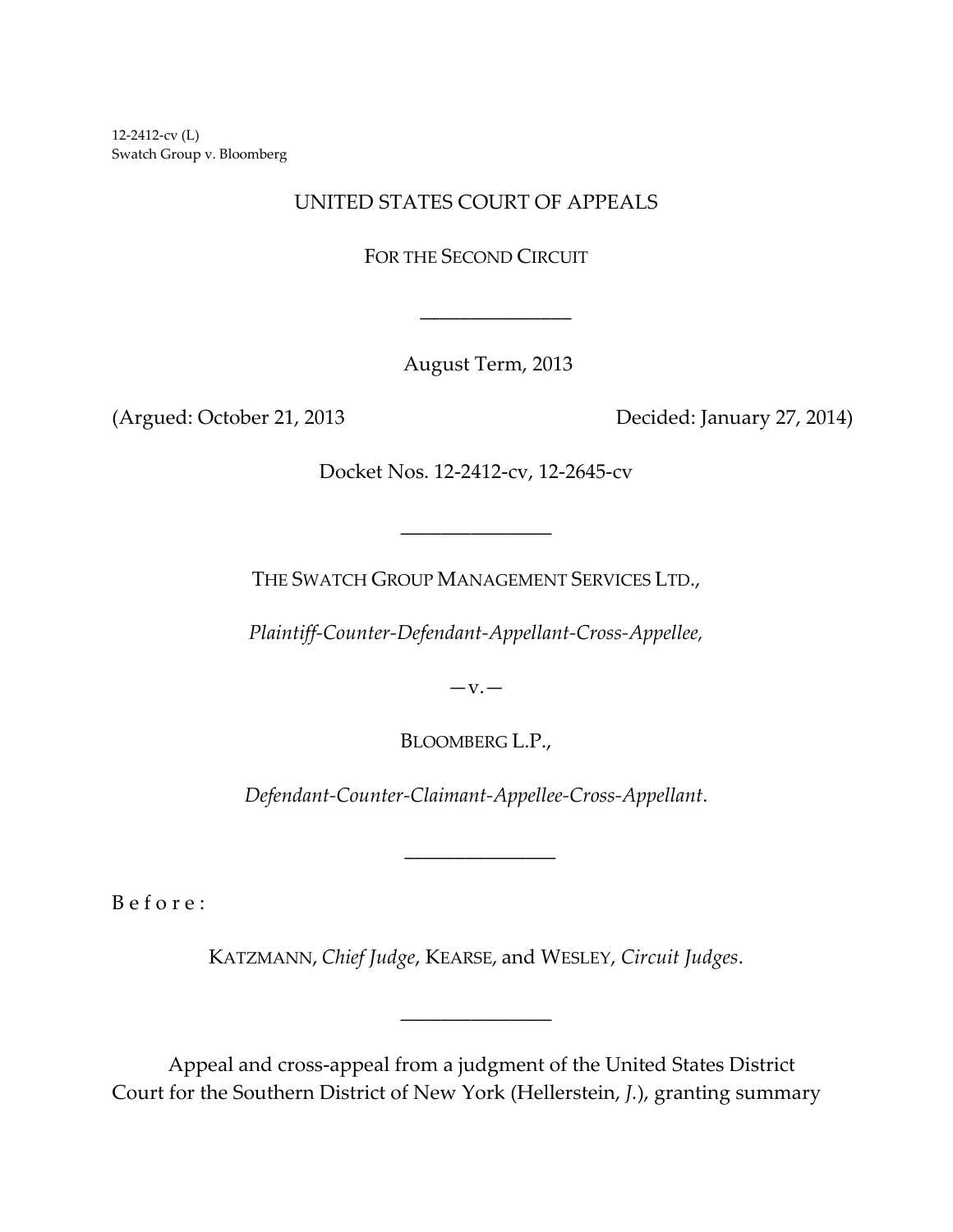12-2412-cv (L)
Swatch Group v. Bloomberg

UNITED STATES COURT OF APPEALS

FOR THE SECOND CIRCUIT

\_\_\_\_\_\_\_\_\_\_\_\_\_\_\_\_

August Term, 2013

(Argued: October 21, 2013 Decided: January 27, 2014)

Docket Nos. 12-2412-cv, 12-2645-cv

\_\_\_\_\_\_\_\_\_\_\_\_\_\_\_\_

THE SWATCH GROUP MANAGEMENT SERVICES LTD.,

*Plaintiff-Counter-Defendant-Appellant-Cross-Appellee,*

—v.—

BLOOMBERG L.P.,

*Defendant-Counter-Claimant-Appellee-Cross-Appellant*.

\_\_\_\_\_\_\_\_\_\_\_\_\_\_\_\_

B e f o r e :

KATZMANN, *Chief Judge*, KEARSE, and WESLEY, *Circuit Judges*.

\_\_\_\_\_\_\_\_\_\_\_\_\_\_\_\_

Appeal and cross-appeal from a judgment of the United States District Court for the Southern District of New York (Hellerstein, *J.*), granting summary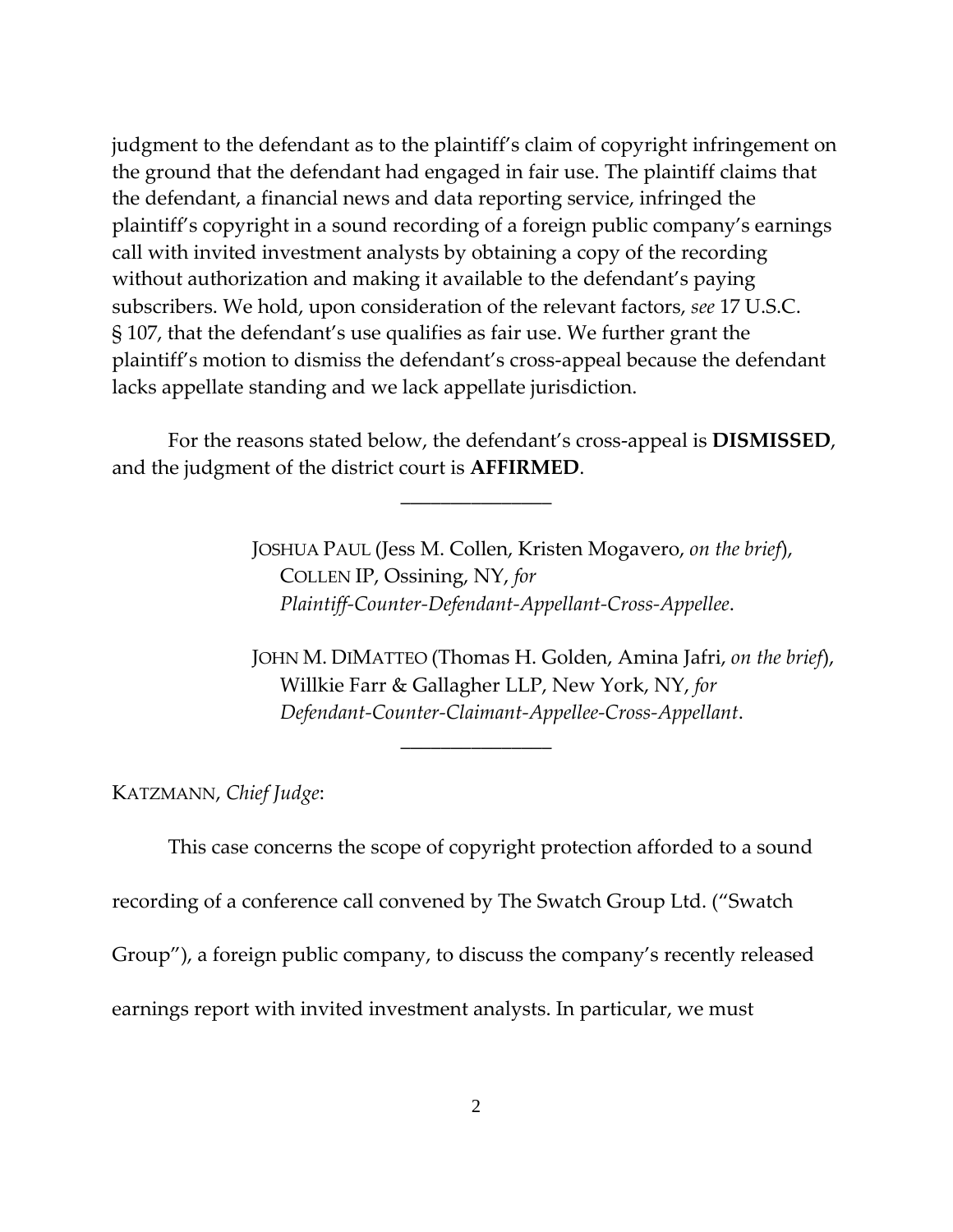judgment to the defendant as to the plaintiff's claim of copyright infringement on the ground that the defendant had engaged in fair use. The plaintiff claims that the defendant, a financial news and data reporting service, infringed the plaintiff's copyright in a sound recording of a foreign public company's earnings call with invited investment analysts by obtaining a copy of the recording without authorization and making it available to the defendant's paying subscribers. We hold, upon consideration of the relevant factors, *see* 17 U.S.C. § 107, that the defendant's use qualifies as fair use. We further grant the plaintiff's motion to dismiss the defendant's cross-appeal because the defendant lacks appellate standing and we lack appellate jurisdiction.

For the reasons stated below, the defendant's cross-appeal is **DISMISSED**, and the judgment of the district court is **AFFIRMED**.

---

JOSHUA PAUL (Jess M. Collen, Kristen Mogavero, *on the brief*), COLLEN IP, Ossining, NY, *for Plaintiff-Counter-Defendant-Appellant-Cross-Appellee*.

JOHN M. DIMATTEO (Thomas H. Golden, Amina Jafri, *on the brief*), Willkie Farr & Gallagher LLP, New York, NY, *for Defendant-Counter-Claimant-Appellee-Cross-Appellant*.

---

KATZMANN, *Chief Judge*:

This case concerns the scope of copyright protection afforded to a sound recording of a conference call convened by The Swatch Group Ltd. ("Swatch Group"), a foreign public company, to discuss the company's recently released earnings report with invited investment analysts. In particular, we must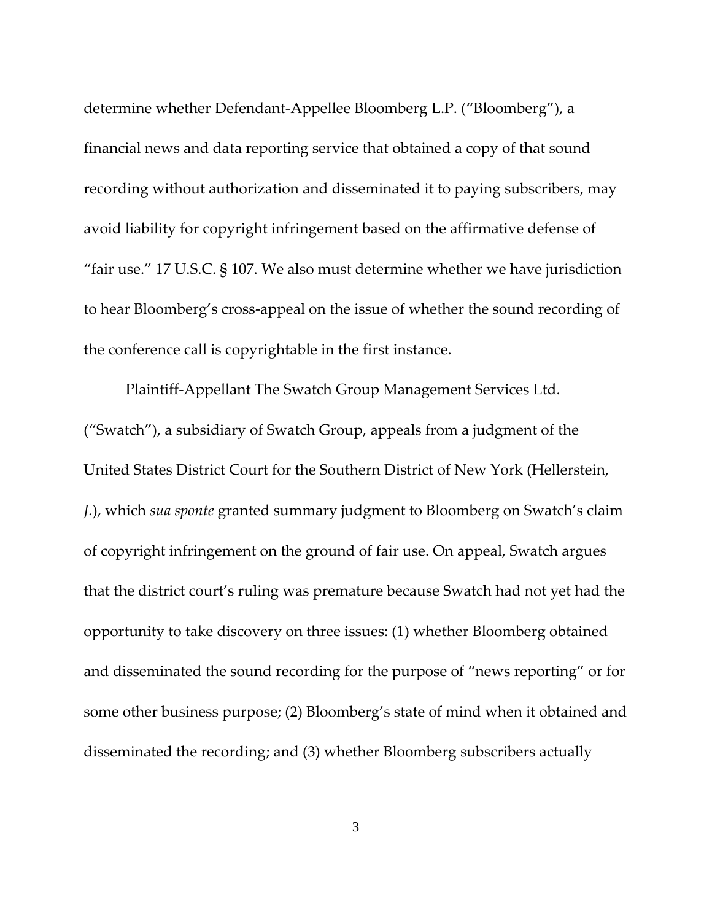determine whether Defendant-Appellee Bloomberg L.P. ("Bloomberg"), a financial news and data reporting service that obtained a copy of that sound recording without authorization and disseminated it to paying subscribers, may avoid liability for copyright infringement based on the affirmative defense of "fair use." 17 U.S.C. § 107. We also must determine whether we have jurisdiction to hear Bloomberg's cross-appeal on the issue of whether the sound recording of the conference call is copyrightable in the first instance.

Plaintiff-Appellant The Swatch Group Management Services Ltd. ("Swatch"), a subsidiary of Swatch Group, appeals from a judgment of the United States District Court for the Southern District of New York (Hellerstein, *J.*), which *sua sponte* granted summary judgment to Bloomberg on Swatch's claim of copyright infringement on the ground of fair use. On appeal, Swatch argues that the district court's ruling was premature because Swatch had not yet had the opportunity to take discovery on three issues: (1) whether Bloomberg obtained and disseminated the sound recording for the purpose of "news reporting" or for some other business purpose; (2) Bloomberg's state of mind when it obtained and disseminated the recording; and (3) whether Bloomberg subscribers actually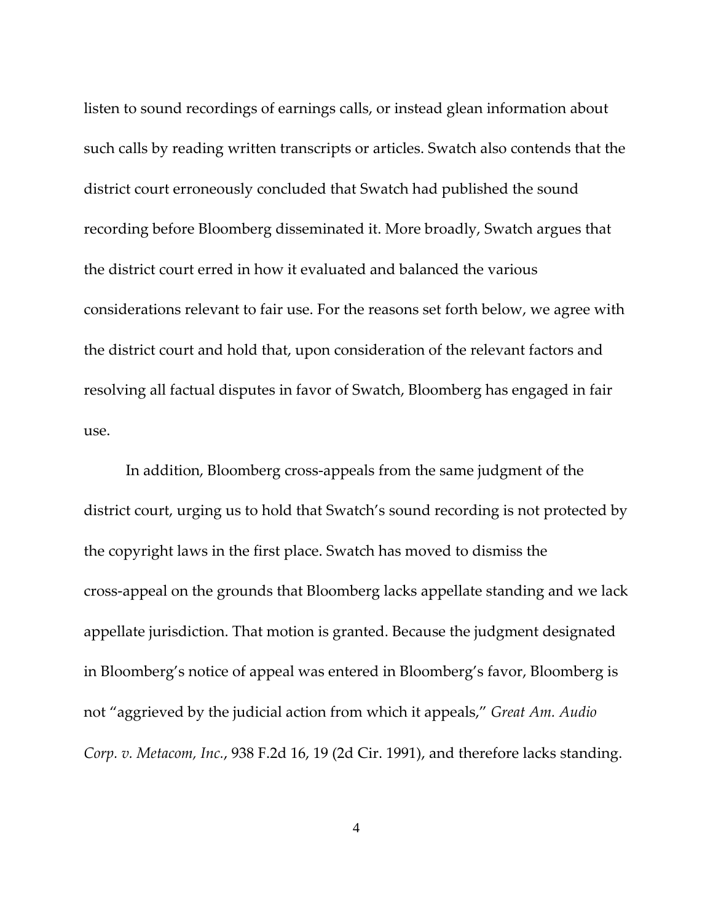listen to sound recordings of earnings calls, or instead glean information about such calls by reading written transcripts or articles. Swatch also contends that the district court erroneously concluded that Swatch had published the sound recording before Bloomberg disseminated it. More broadly, Swatch argues that the district court erred in how it evaluated and balanced the various considerations relevant to fair use. For the reasons set forth below, we agree with the district court and hold that, upon consideration of the relevant factors and resolving all factual disputes in favor of Swatch, Bloomberg has engaged in fair use.

In addition, Bloomberg cross-appeals from the same judgment of the district court, urging us to hold that Swatch's sound recording is not protected by the copyright laws in the first place. Swatch has moved to dismiss the cross-appeal on the grounds that Bloomberg lacks appellate standing and we lack appellate jurisdiction. That motion is granted. Because the judgment designated in Bloomberg's notice of appeal was entered in Bloomberg's favor, Bloomberg is not "aggrieved by the judicial action from which it appeals," *Great Am. Audio Corp. v. Metacom, Inc.*, 938 F.2d 16, 19 (2d Cir. 1991), and therefore lacks standing.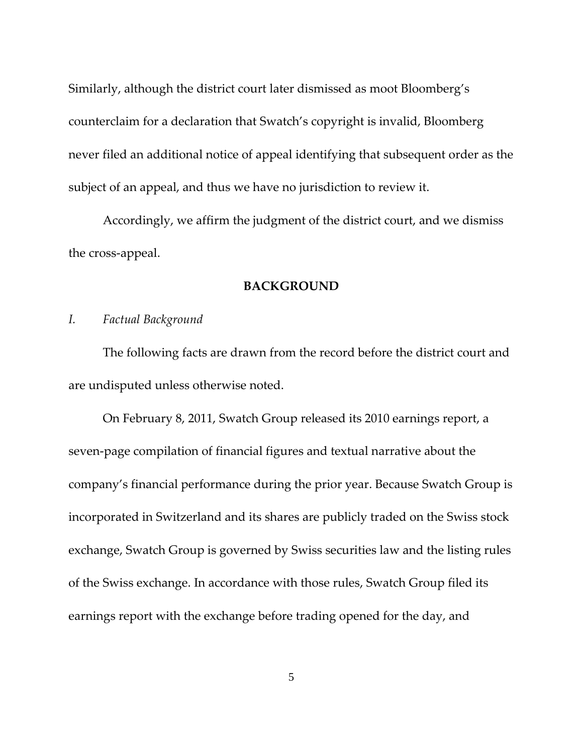Similarly, although the district court later dismissed as moot Bloomberg's counterclaim for a declaration that Swatch's copyright is invalid, Bloomberg never filed an additional notice of appeal identifying that subsequent order as the subject of an appeal, and thus we have no jurisdiction to review it.

Accordingly, we affirm the judgment of the district court, and we dismiss the cross-appeal.

## BACKGROUND

### *I. Factual Background*

The following facts are drawn from the record before the district court and are undisputed unless otherwise noted.

On February 8, 2011, Swatch Group released its 2010 earnings report, a seven-page compilation of financial figures and textual narrative about the company's financial performance during the prior year. Because Swatch Group is incorporated in Switzerland and its shares are publicly traded on the Swiss stock exchange, Swatch Group is governed by Swiss securities law and the listing rules of the Swiss exchange. In accordance with those rules, Swatch Group filed its earnings report with the exchange before trading opened for the day, and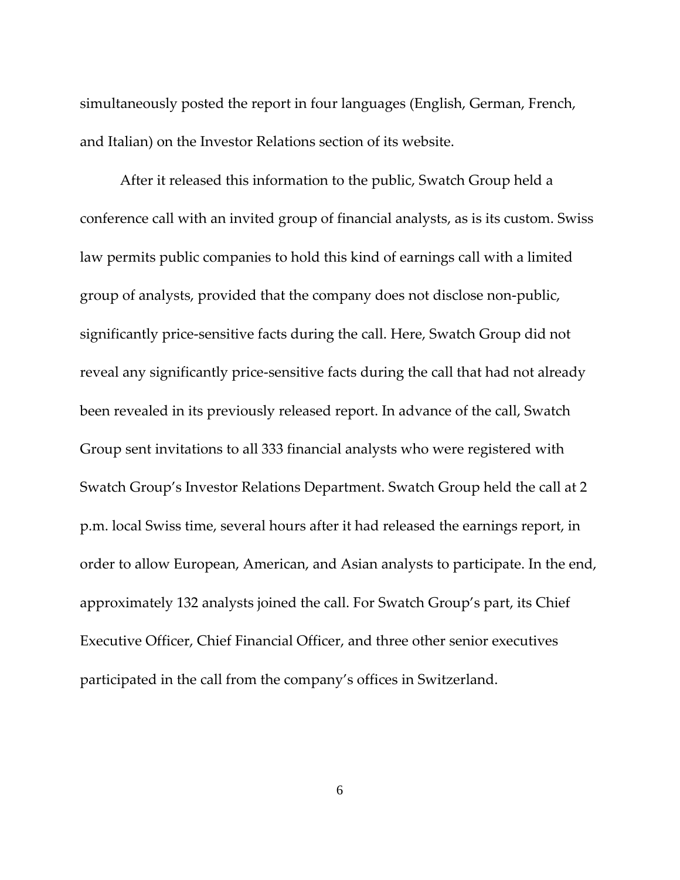simultaneously posted the report in four languages (English, German, French, and Italian) on the Investor Relations section of its website.

After it released this information to the public, Swatch Group held a conference call with an invited group of financial analysts, as is its custom. Swiss law permits public companies to hold this kind of earnings call with a limited group of analysts, provided that the company does not disclose non-public, significantly price-sensitive facts during the call. Here, Swatch Group did not reveal any significantly price-sensitive facts during the call that had not already been revealed in its previously released report. In advance of the call, Swatch Group sent invitations to all 333 financial analysts who were registered with Swatch Group's Investor Relations Department. Swatch Group held the call at 2 p.m. local Swiss time, several hours after it had released the earnings report, in order to allow European, American, and Asian analysts to participate. In the end, approximately 132 analysts joined the call. For Swatch Group's part, its Chief Executive Officer, Chief Financial Officer, and three other senior executives participated in the call from the company's offices in Switzerland.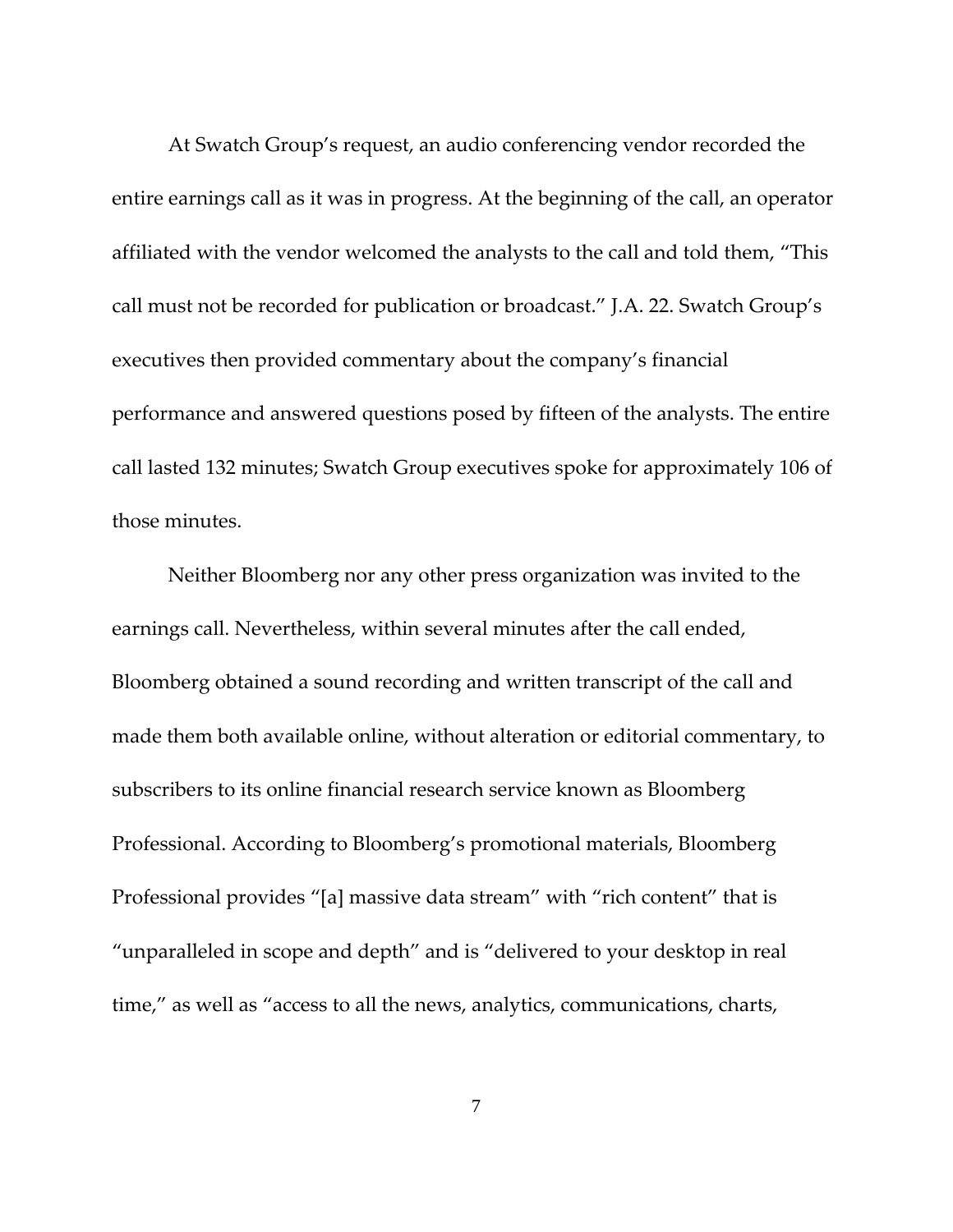At Swatch Group's request, an audio conferencing vendor recorded the entire earnings call as it was in progress. At the beginning of the call, an operator affiliated with the vendor welcomed the analysts to the call and told them, "This call must not be recorded for publication or broadcast." J.A. 22. Swatch Group's executives then provided commentary about the company's financial performance and answered questions posed by fifteen of the analysts. The entire call lasted 132 minutes; Swatch Group executives spoke for approximately 106 of those minutes.

Neither Bloomberg nor any other press organization was invited to the earnings call. Nevertheless, within several minutes after the call ended, Bloomberg obtained a sound recording and written transcript of the call and made them both available online, without alteration or editorial commentary, to subscribers to its online financial research service known as Bloomberg Professional. According to Bloomberg's promotional materials, Bloomberg Professional provides "[a] massive data stream" with "rich content" that is "unparalleled in scope and depth" and is "delivered to your desktop in real time," as well as "access to all the news, analytics, communications, charts,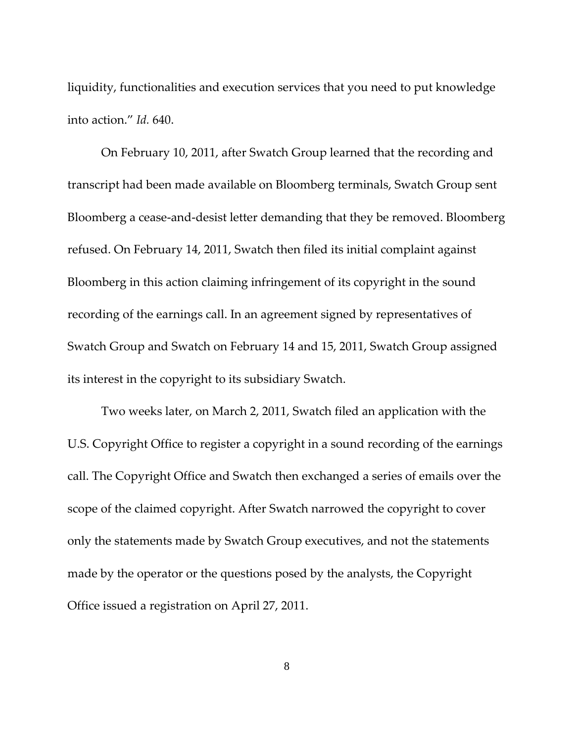liquidity, functionalities and execution services that you need to put knowledge into action." *Id.* 640.

On February 10, 2011, after Swatch Group learned that the recording and transcript had been made available on Bloomberg terminals, Swatch Group sent Bloomberg a cease-and-desist letter demanding that they be removed. Bloomberg refused. On February 14, 2011, Swatch then filed its initial complaint against Bloomberg in this action claiming infringement of its copyright in the sound recording of the earnings call. In an agreement signed by representatives of Swatch Group and Swatch on February 14 and 15, 2011, Swatch Group assigned its interest in the copyright to its subsidiary Swatch.

Two weeks later, on March 2, 2011, Swatch filed an application with the U.S. Copyright Office to register a copyright in a sound recording of the earnings call. The Copyright Office and Swatch then exchanged a series of emails over the scope of the claimed copyright. After Swatch narrowed the copyright to cover only the statements made by Swatch Group executives, and not the statements made by the operator or the questions posed by the analysts, the Copyright Office issued a registration on April 27, 2011.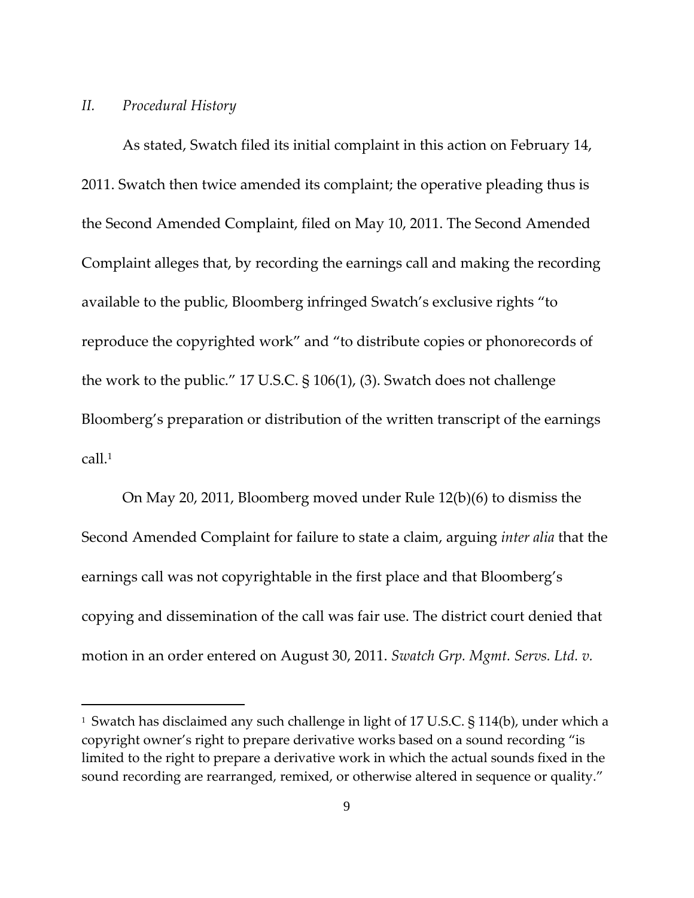## *II. Procedural History*

As stated, Swatch filed its initial complaint in this action on February 14, 2011. Swatch then twice amended its complaint; the operative pleading thus is the Second Amended Complaint, filed on May 10, 2011. The Second Amended Complaint alleges that, by recording the earnings call and making the recording available to the public, Bloomberg infringed Swatch's exclusive rights "to reproduce the copyrighted work" and "to distribute copies or phonorecords of the work to the public." 17 U.S.C. § 106(1), (3). Swatch does not challenge Bloomberg's preparation or distribution of the written transcript of the earnings call.[1]

On May 20, 2011, Bloomberg moved under Rule 12(b)(6) to dismiss the Second Amended Complaint for failure to state a claim, arguing *inter alia* that the earnings call was not copyrightable in the first place and that Bloomberg's copying and dissemination of the call was fair use. The district court denied that motion in an order entered on August 30, 2011. *Swatch Grp. Mgmt. Servs. Ltd. v.*

---

[1] Swatch has disclaimed any such challenge in light of 17 U.S.C. § 114(b), under which a copyright owner's right to prepare derivative works based on a sound recording "is limited to the right to prepare a derivative work in which the actual sounds fixed in the sound recording are rearranged, remixed, or otherwise altered in sequence or quality."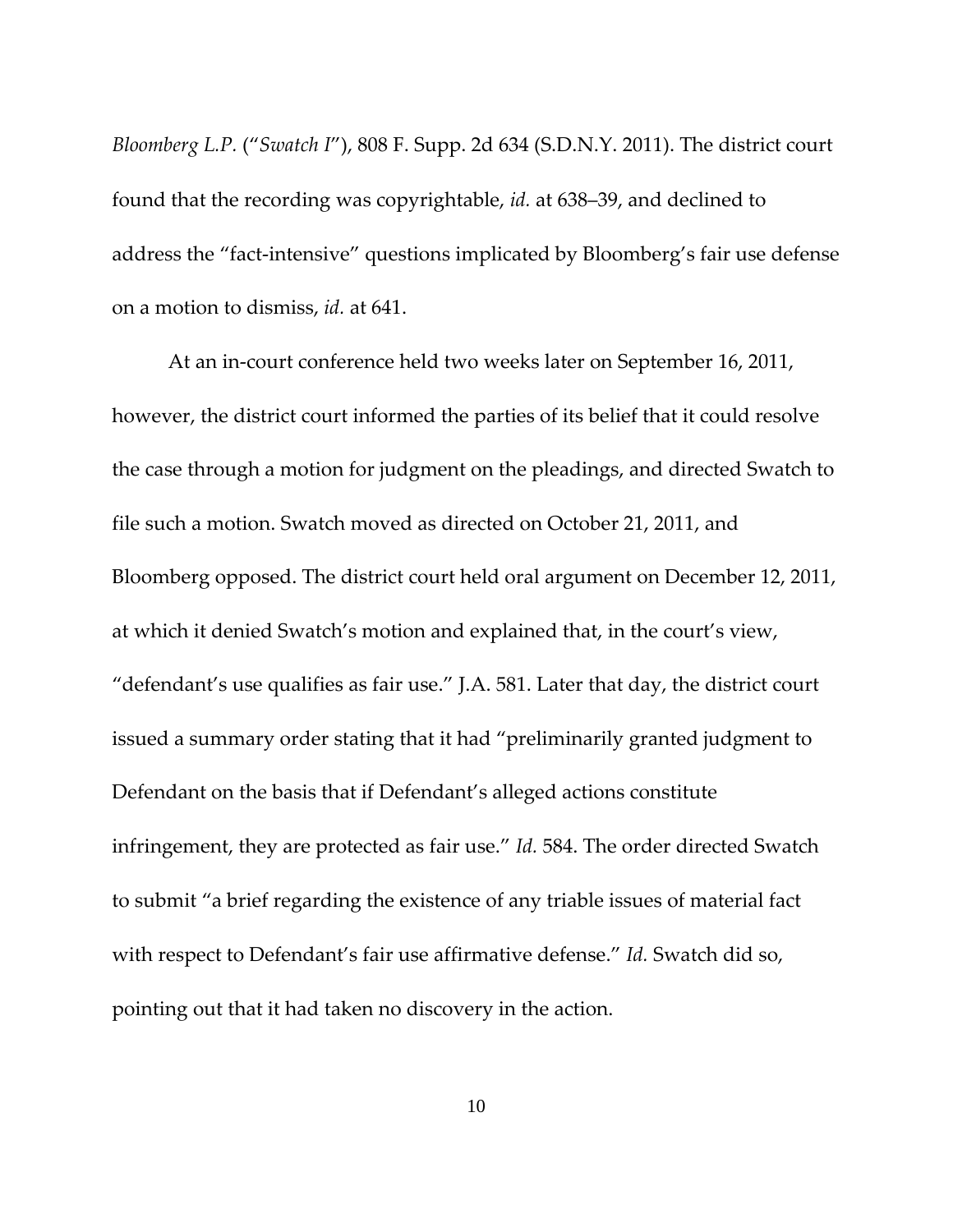*Bloomberg L.P.* ("*Swatch I*"), 808 F. Supp. 2d 634 (S.D.N.Y. 2011). The district court found that the recording was copyrightable, *id.* at 638–39, and declined to address the "fact-intensive" questions implicated by Bloomberg's fair use defense on a motion to dismiss, *id.* at 641.

At an in-court conference held two weeks later on September 16, 2011, however, the district court informed the parties of its belief that it could resolve the case through a motion for judgment on the pleadings, and directed Swatch to file such a motion. Swatch moved as directed on October 21, 2011, and Bloomberg opposed. The district court held oral argument on December 12, 2011, at which it denied Swatch's motion and explained that, in the court's view, "defendant's use qualifies as fair use." J.A. 581. Later that day, the district court issued a summary order stating that it had "preliminarily granted judgment to Defendant on the basis that if Defendant's alleged actions constitute infringement, they are protected as fair use." *Id.* 584. The order directed Swatch to submit "a brief regarding the existence of any triable issues of material fact with respect to Defendant's fair use affirmative defense." *Id.* Swatch did so, pointing out that it had taken no discovery in the action.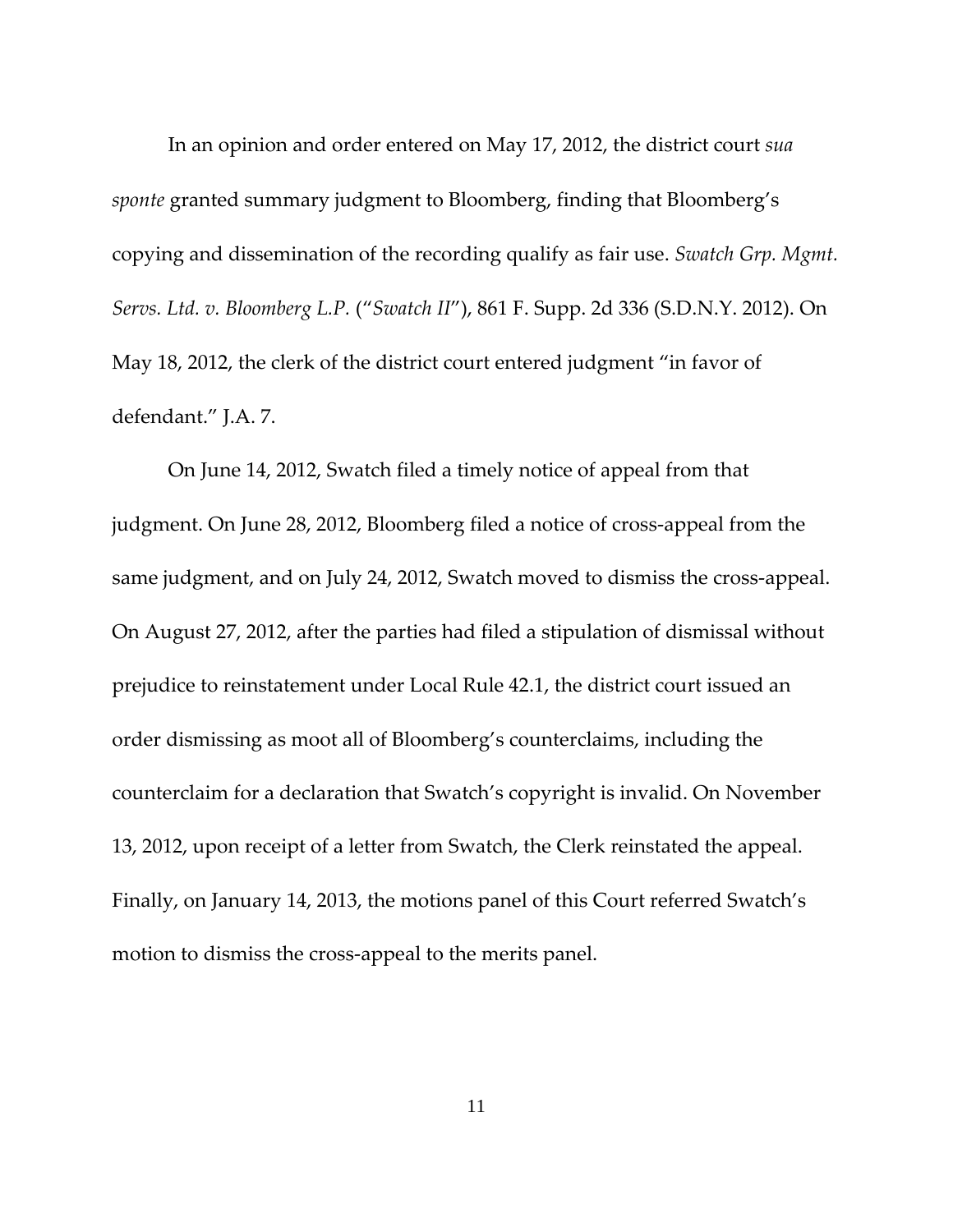In an opinion and order entered on May 17, 2012, the district court *sua sponte* granted summary judgment to Bloomberg, finding that Bloomberg's copying and dissemination of the recording qualify as fair use. *Swatch Grp. Mgmt. Servs. Ltd. v. Bloomberg L.P.* ("*Swatch II*"), 861 F. Supp. 2d 336 (S.D.N.Y. 2012). On May 18, 2012, the clerk of the district court entered judgment "in favor of defendant." J.A. 7.

On June 14, 2012, Swatch filed a timely notice of appeal from that judgment. On June 28, 2012, Bloomberg filed a notice of cross-appeal from the same judgment, and on July 24, 2012, Swatch moved to dismiss the cross-appeal. On August 27, 2012, after the parties had filed a stipulation of dismissal without prejudice to reinstatement under Local Rule 42.1, the district court issued an order dismissing as moot all of Bloomberg's counterclaims, including the counterclaim for a declaration that Swatch's copyright is invalid. On November 13, 2012, upon receipt of a letter from Swatch, the Clerk reinstated the appeal. Finally, on January 14, 2013, the motions panel of this Court referred Swatch's motion to dismiss the cross-appeal to the merits panel.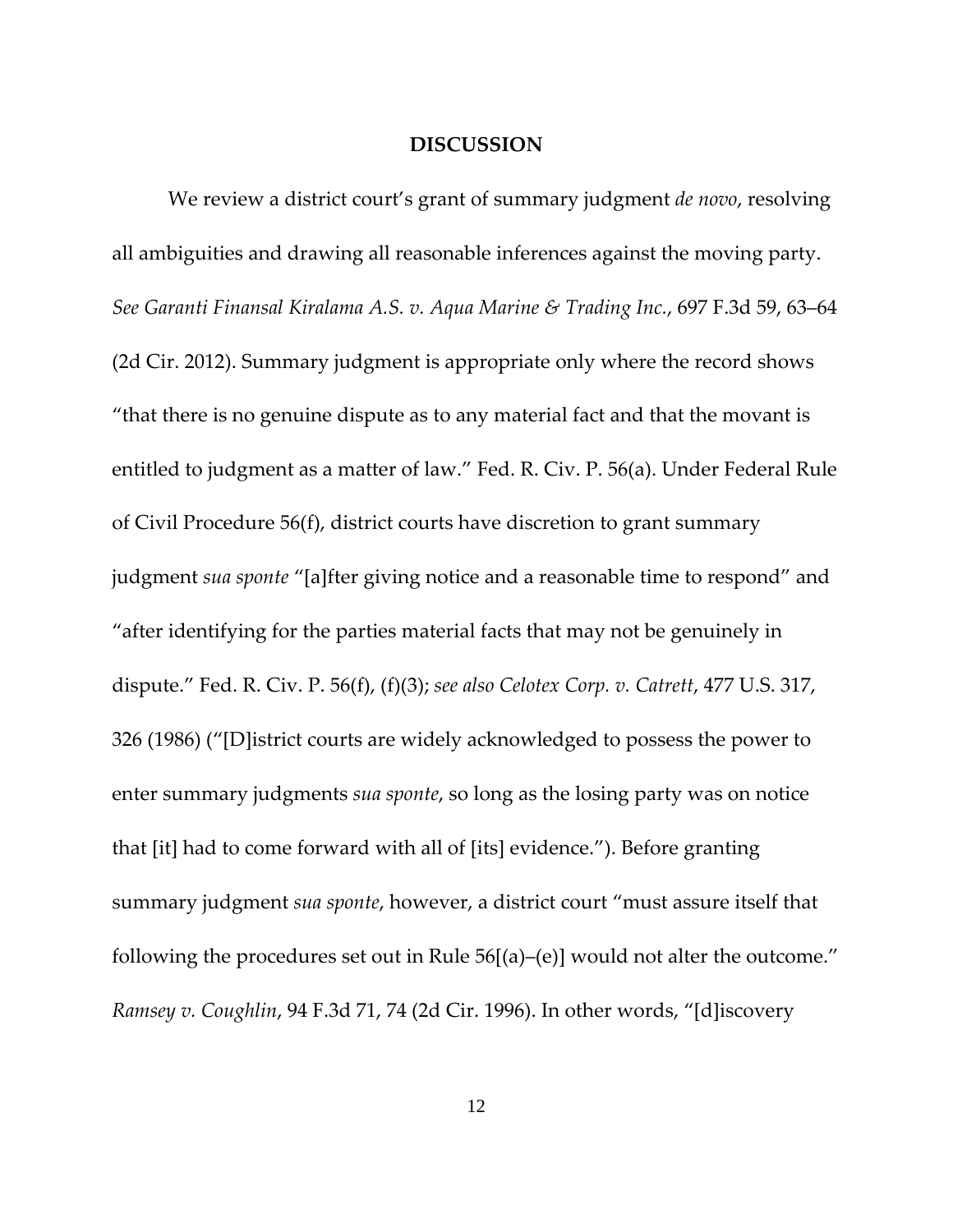## DISCUSSION

We review a district court's grant of summary judgment *de novo*, resolving all ambiguities and drawing all reasonable inferences against the moving party. *See Garanti Finansal Kiralama A.S. v. Aqua Marine & Trading Inc.*, 697 F.3d 59, 63–64 (2d Cir. 2012). Summary judgment is appropriate only where the record shows "that there is no genuine dispute as to any material fact and that the movant is entitled to judgment as a matter of law." Fed. R. Civ. P. 56(a). Under Federal Rule of Civil Procedure 56(f), district courts have discretion to grant summary judgment *sua sponte* "[a]fter giving notice and a reasonable time to respond" and "after identifying for the parties material facts that may not be genuinely in dispute." Fed. R. Civ. P. 56(f), (f)(3); *see also Celotex Corp. v. Catrett*, 477 U.S. 317, 326 (1986) ("[D]istrict courts are widely acknowledged to possess the power to enter summary judgments *sua sponte*, so long as the losing party was on notice that [it] had to come forward with all of [its] evidence."). Before granting summary judgment *sua sponte*, however, a district court "must assure itself that following the procedures set out in Rule 56[(a)–(e)] would not alter the outcome." *Ramsey v. Coughlin*, 94 F.3d 71, 74 (2d Cir. 1996). In other words, "[d]iscovery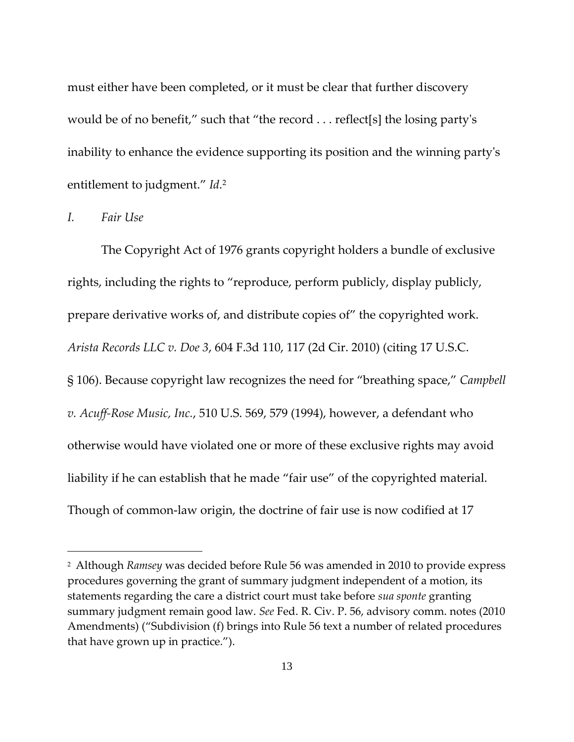must either have been completed, or it must be clear that further discovery would be of no benefit," such that "the record . . . reflect[s] the losing party's inability to enhance the evidence supporting its position and the winning party's entitlement to judgment." *Id.*[2]

*I. Fair Use*

The Copyright Act of 1976 grants copyright holders a bundle of exclusive rights, including the rights to "reproduce, perform publicly, display publicly, prepare derivative works of, and distribute copies of" the copyrighted work. *Arista Records LLC v. Doe 3*, 604 F.3d 110, 117 (2d Cir. 2010) (citing 17 U.S.C. § 106). Because copyright law recognizes the need for "breathing space," *Campbell v. Acuff-Rose Music, Inc.*, 510 U.S. 569, 579 (1994), however, a defendant who otherwise would have violated one or more of these exclusive rights may avoid liability if he can establish that he made "fair use" of the copyrighted material. Though of common-law origin, the doctrine of fair use is now codified at 17

---

[2] Although *Ramsey* was decided before Rule 56 was amended in 2010 to provide express procedures governing the grant of summary judgment independent of a motion, its statements regarding the care a district court must take before *sua sponte* granting summary judgment remain good law. *See* Fed. R. Civ. P. 56, advisory comm. notes (2010 Amendments) ("Subdivision (f) brings into Rule 56 text a number of related procedures that have grown up in practice.").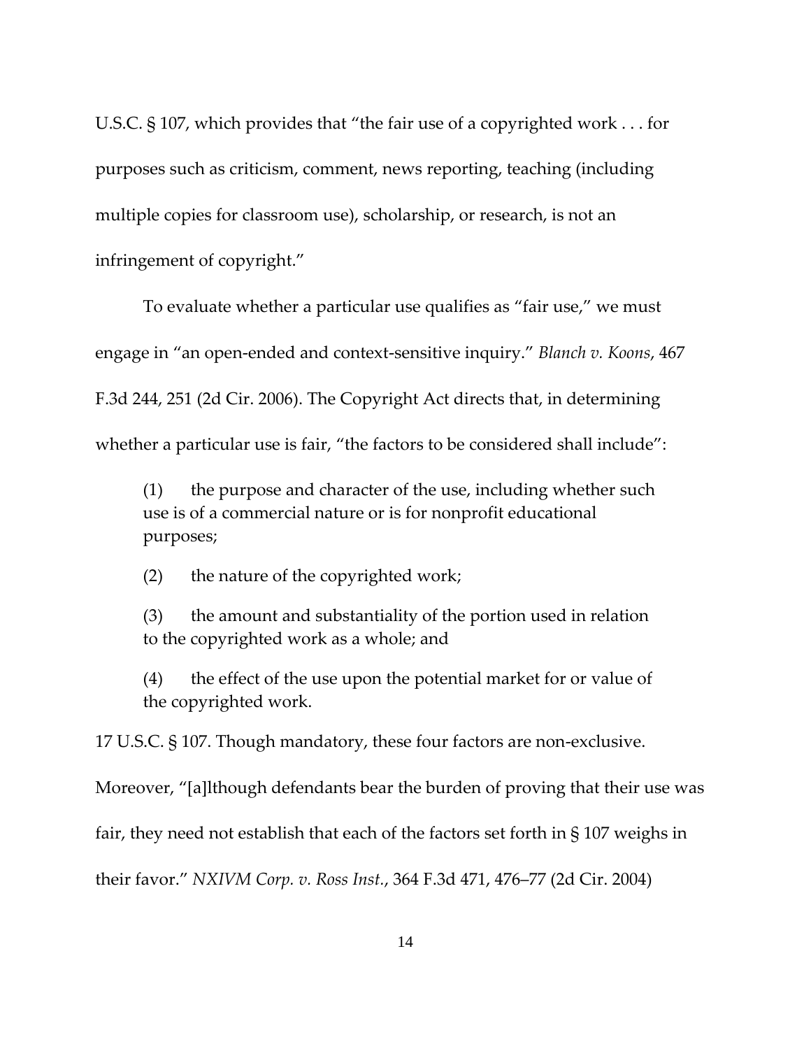U.S.C. § 107, which provides that "the fair use of a copyrighted work . . . for purposes such as criticism, comment, news reporting, teaching (including multiple copies for classroom use), scholarship, or research, is not an infringement of copyright."

To evaluate whether a particular use qualifies as "fair use," we must engage in "an open-ended and context-sensitive inquiry." *Blanch v. Koons*, 467 F.3d 244, 251 (2d Cir. 2006). The Copyright Act directs that, in determining whether a particular use is fair, "the factors to be considered shall include":

> (1) the purpose and character of the use, including whether such use is of a commercial nature or is for nonprofit educational purposes;
>
> (2) the nature of the copyrighted work;
>
> (3) the amount and substantiality of the portion used in relation to the copyrighted work as a whole; and
>
> (4) the effect of the use upon the potential market for or value of the copyrighted work.

17 U.S.C. § 107. Though mandatory, these four factors are non-exclusive. Moreover, "[a]lthough defendants bear the burden of proving that their use was fair, they need not establish that each of the factors set forth in § 107 weighs in their favor." *NXIVM Corp. v. Ross Inst.*, 364 F.3d 471, 476–77 (2d Cir. 2004)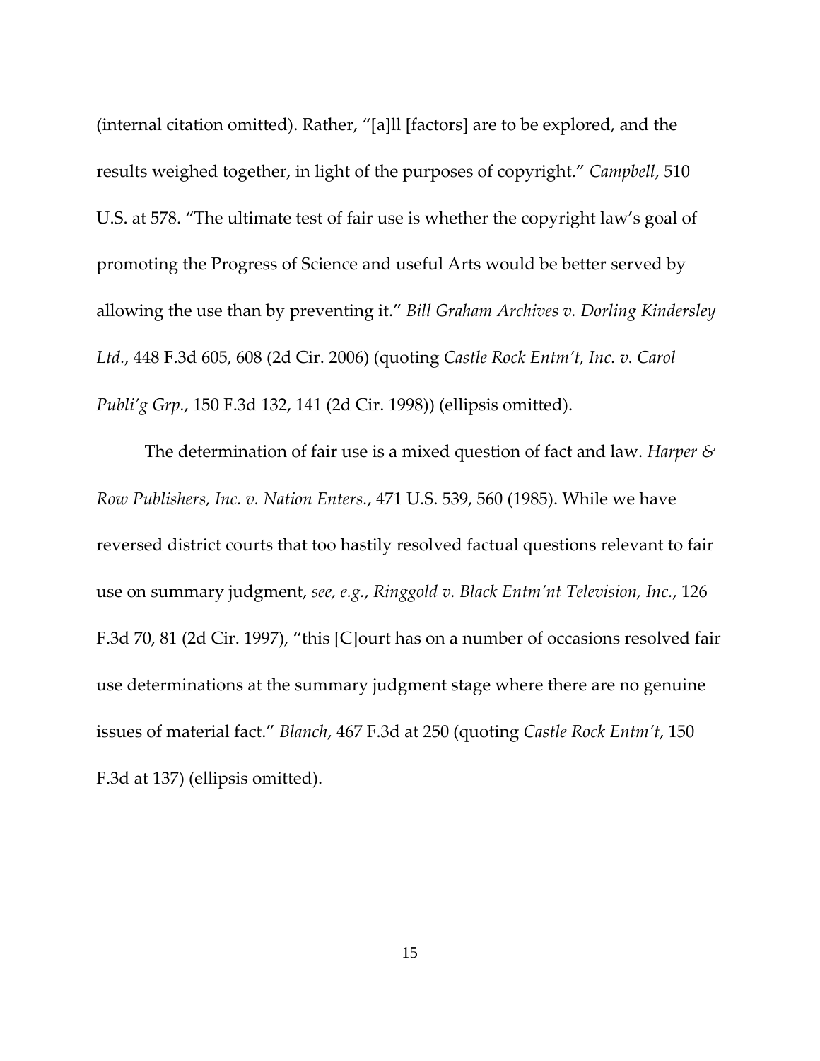(internal citation omitted). Rather, "[a]ll [factors] are to be explored, and the results weighed together, in light of the purposes of copyright." *Campbell*, 510 U.S. at 578. "The ultimate test of fair use is whether the copyright law's goal of promoting the Progress of Science and useful Arts would be better served by allowing the use than by preventing it." *Bill Graham Archives v. Dorling Kindersley Ltd.*, 448 F.3d 605, 608 (2d Cir. 2006) (quoting *Castle Rock Entm't, Inc. v. Carol Publi'g Grp.*, 150 F.3d 132, 141 (2d Cir. 1998)) (ellipsis omitted).

The determination of fair use is a mixed question of fact and law. *Harper & Row Publishers, Inc. v. Nation Enters.*, 471 U.S. 539, 560 (1985). While we have reversed district courts that too hastily resolved factual questions relevant to fair use on summary judgment, *see, e.g.*, *Ringgold v. Black Entm'nt Television, Inc.*, 126 F.3d 70, 81 (2d Cir. 1997), "this [C]ourt has on a number of occasions resolved fair use determinations at the summary judgment stage where there are no genuine issues of material fact." *Blanch*, 467 F.3d at 250 (quoting *Castle Rock Entm't*, 150 F.3d at 137) (ellipsis omitted).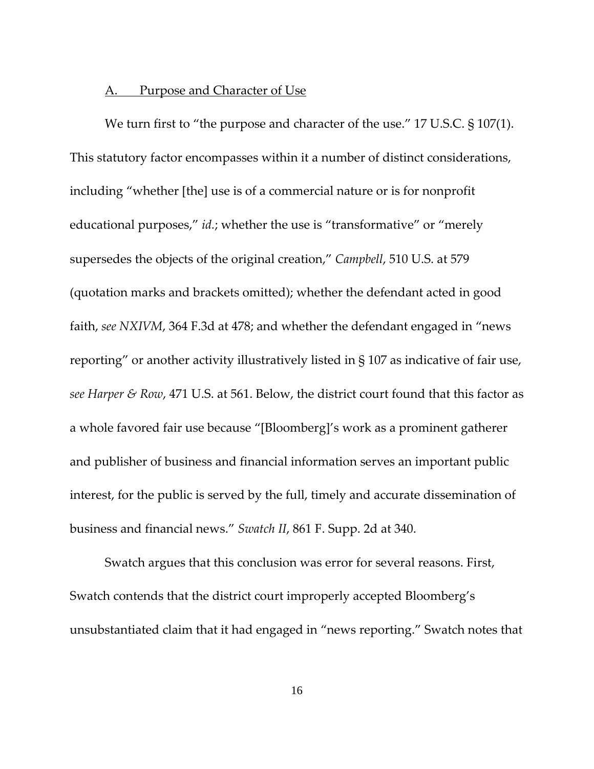### A. Purpose and Character of Use

We turn first to "the purpose and character of the use." 17 U.S.C. § 107(1). This statutory factor encompasses within it a number of distinct considerations, including "whether [the] use is of a commercial nature or is for nonprofit educational purposes," *id.*; whether the use is "transformative" or "merely supersedes the objects of the original creation," *Campbell*, 510 U.S. at 579 (quotation marks and brackets omitted); whether the defendant acted in good faith, *see NXIVM*, 364 F.3d at 478; and whether the defendant engaged in "news reporting" or another activity illustratively listed in § 107 as indicative of fair use, *see Harper & Row*, 471 U.S. at 561. Below, the district court found that this factor as a whole favored fair use because "[Bloomberg]'s work as a prominent gatherer and publisher of business and financial information serves an important public interest, for the public is served by the full, timely and accurate dissemination of business and financial news." *Swatch II*, 861 F. Supp. 2d at 340.

Swatch argues that this conclusion was error for several reasons. First, Swatch contends that the district court improperly accepted Bloomberg's unsubstantiated claim that it had engaged in "news reporting." Swatch notes that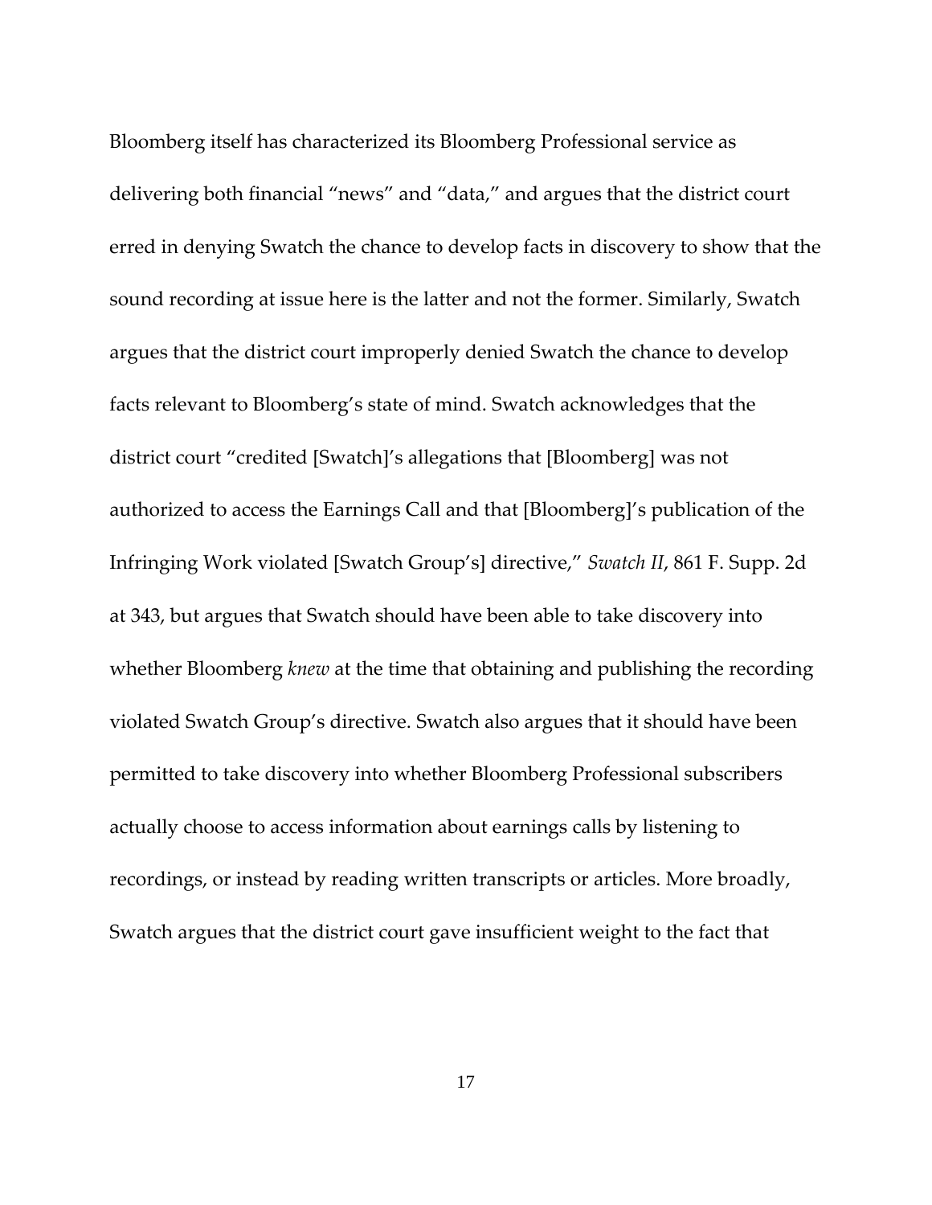Bloomberg itself has characterized its Bloomberg Professional service as delivering both financial "news" and "data," and argues that the district court erred in denying Swatch the chance to develop facts in discovery to show that the sound recording at issue here is the latter and not the former. Similarly, Swatch argues that the district court improperly denied Swatch the chance to develop facts relevant to Bloomberg's state of mind. Swatch acknowledges that the district court "credited [Swatch]'s allegations that [Bloomberg] was not authorized to access the Earnings Call and that [Bloomberg]'s publication of the Infringing Work violated [Swatch Group's] directive," *Swatch II*, 861 F. Supp. 2d at 343, but argues that Swatch should have been able to take discovery into whether Bloomberg *knew* at the time that obtaining and publishing the recording violated Swatch Group's directive. Swatch also argues that it should have been permitted to take discovery into whether Bloomberg Professional subscribers actually choose to access information about earnings calls by listening to recordings, or instead by reading written transcripts or articles. More broadly, Swatch argues that the district court gave insufficient weight to the fact that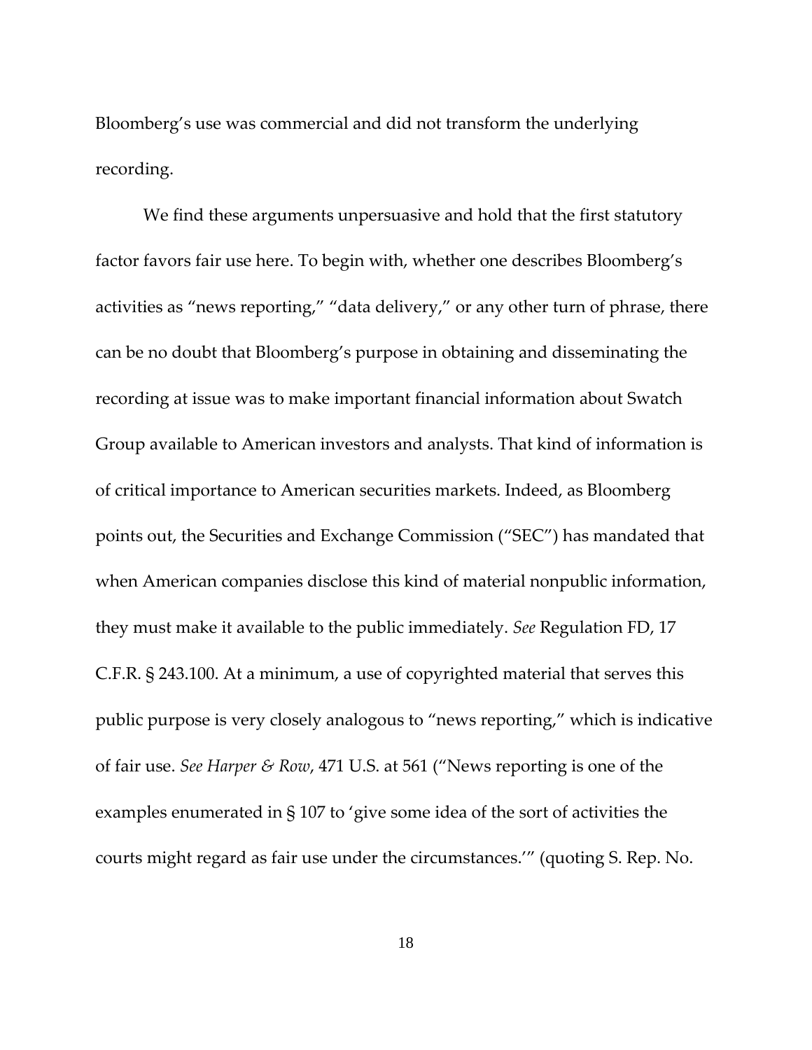Bloomberg's use was commercial and did not transform the underlying recording.

We find these arguments unpersuasive and hold that the first statutory factor favors fair use here. To begin with, whether one describes Bloomberg's activities as "news reporting," "data delivery," or any other turn of phrase, there can be no doubt that Bloomberg's purpose in obtaining and disseminating the recording at issue was to make important financial information about Swatch Group available to American investors and analysts. That kind of information is of critical importance to American securities markets. Indeed, as Bloomberg points out, the Securities and Exchange Commission ("SEC") has mandated that when American companies disclose this kind of material nonpublic information, they must make it available to the public immediately. *See* Regulation FD, 17 C.F.R. § 243.100. At a minimum, a use of copyrighted material that serves this public purpose is very closely analogous to "news reporting," which is indicative of fair use. *See Harper & Row*, 471 U.S. at 561 ("News reporting is one of the examples enumerated in § 107 to 'give some idea of the sort of activities the courts might regard as fair use under the circumstances.'" (quoting S. Rep. No.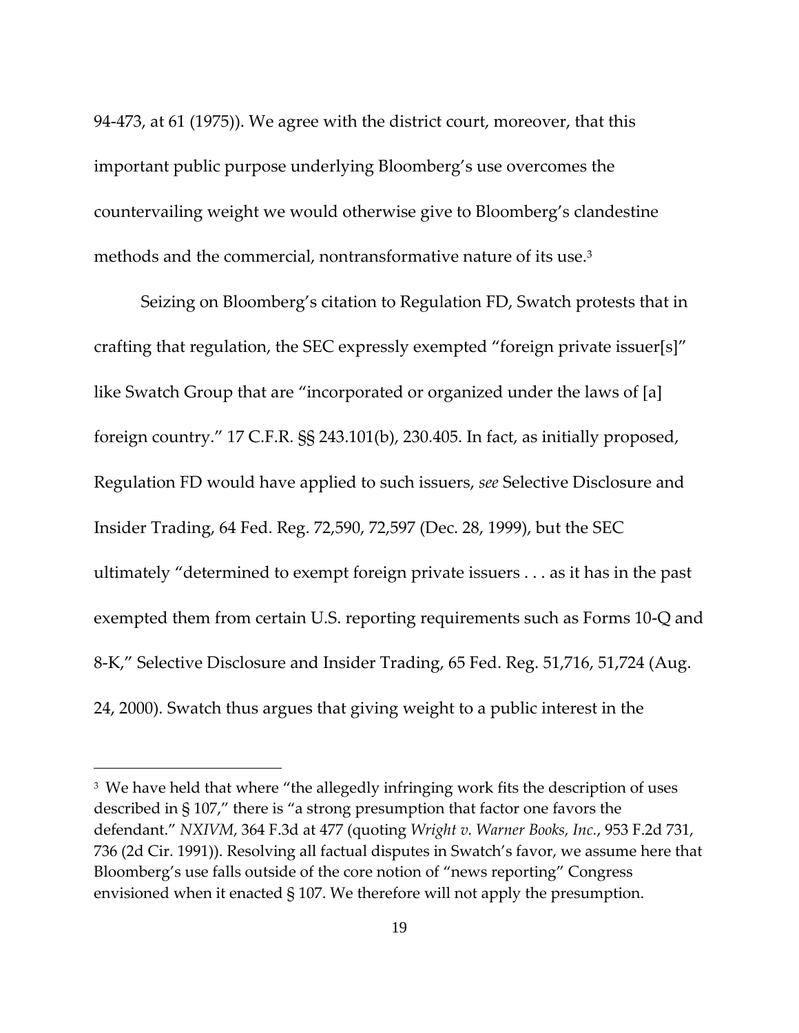94-473, at 61 (1975)). We agree with the district court, moreover, that this important public purpose underlying Bloomberg's use overcomes the countervailing weight we would otherwise give to Bloomberg's clandestine methods and the commercial, nontransformative nature of its use.[3]

Seizing on Bloomberg's citation to Regulation FD, Swatch protests that in crafting that regulation, the SEC expressly exempted "foreign private issuer[s]" like Swatch Group that are "incorporated or organized under the laws of [a] foreign country." 17 C.F.R. §§ 243.101(b), 230.405. In fact, as initially proposed, Regulation FD would have applied to such issuers, *see* Selective Disclosure and Insider Trading, 64 Fed. Reg. 72,590, 72,597 (Dec. 28, 1999), but the SEC ultimately "determined to exempt foreign private issuers . . . as it has in the past exempted them from certain U.S. reporting requirements such as Forms 10-Q and 8-K," Selective Disclosure and Insider Trading, 65 Fed. Reg. 51,716, 51,724 (Aug. 24, 2000). Swatch thus argues that giving weight to a public interest in the

---

[3] We have held that where "the allegedly infringing work fits the description of uses described in § 107," there is "a strong presumption that factor one favors the defendant." *NXIVM*, 364 F.3d at 477 (quoting *Wright v. Warner Books, Inc.*, 953 F.2d 731, 736 (2d Cir. 1991)). Resolving all factual disputes in Swatch's favor, we assume here that Bloomberg's use falls outside of the core notion of "news reporting" Congress envisioned when it enacted § 107. We therefore will not apply the presumption.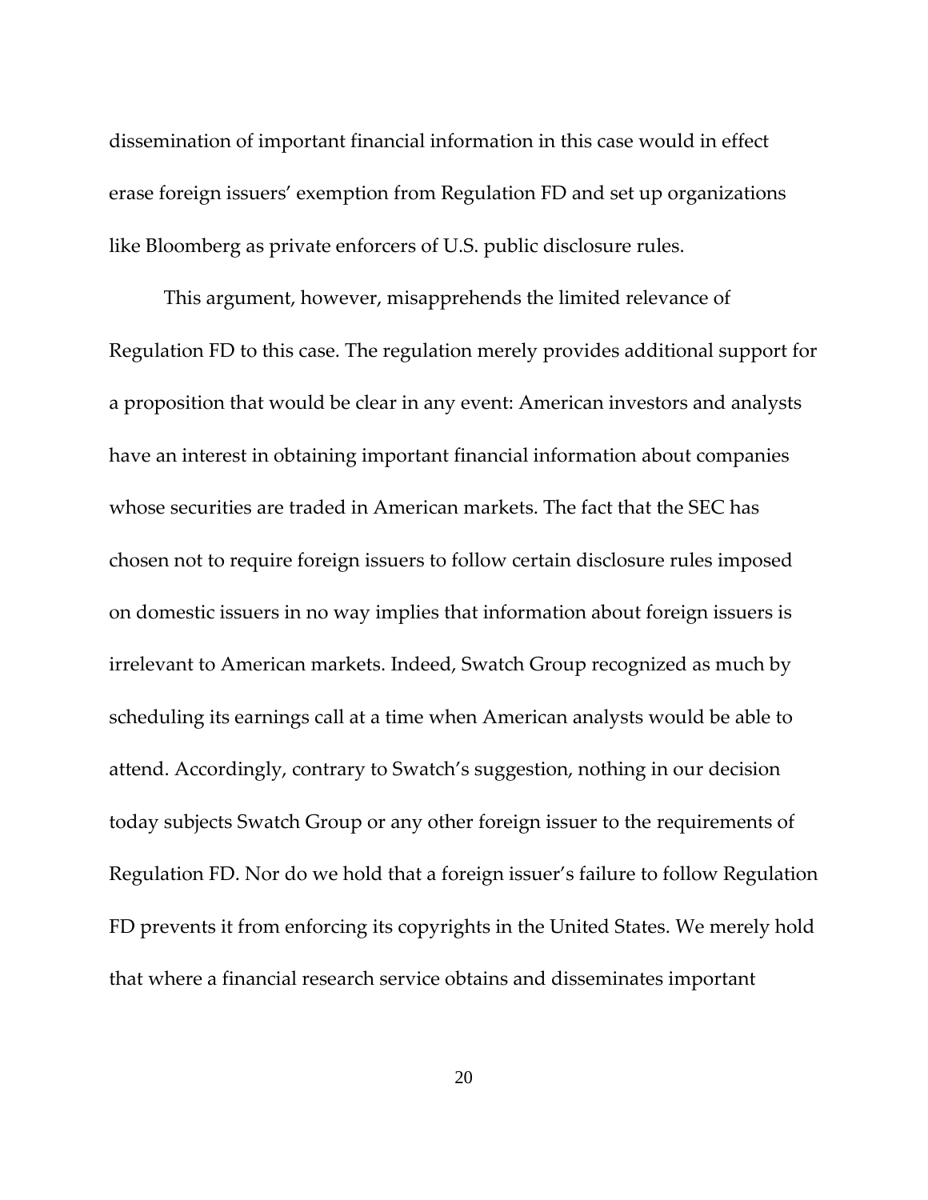dissemination of important financial information in this case would in effect erase foreign issuers' exemption from Regulation FD and set up organizations like Bloomberg as private enforcers of U.S. public disclosure rules.

This argument, however, misapprehends the limited relevance of Regulation FD to this case. The regulation merely provides additional support for a proposition that would be clear in any event: American investors and analysts have an interest in obtaining important financial information about companies whose securities are traded in American markets. The fact that the SEC has chosen not to require foreign issuers to follow certain disclosure rules imposed on domestic issuers in no way implies that information about foreign issuers is irrelevant to American markets. Indeed, Swatch Group recognized as much by scheduling its earnings call at a time when American analysts would be able to attend. Accordingly, contrary to Swatch's suggestion, nothing in our decision today subjects Swatch Group or any other foreign issuer to the requirements of Regulation FD. Nor do we hold that a foreign issuer's failure to follow Regulation FD prevents it from enforcing its copyrights in the United States. We merely hold that where a financial research service obtains and disseminates important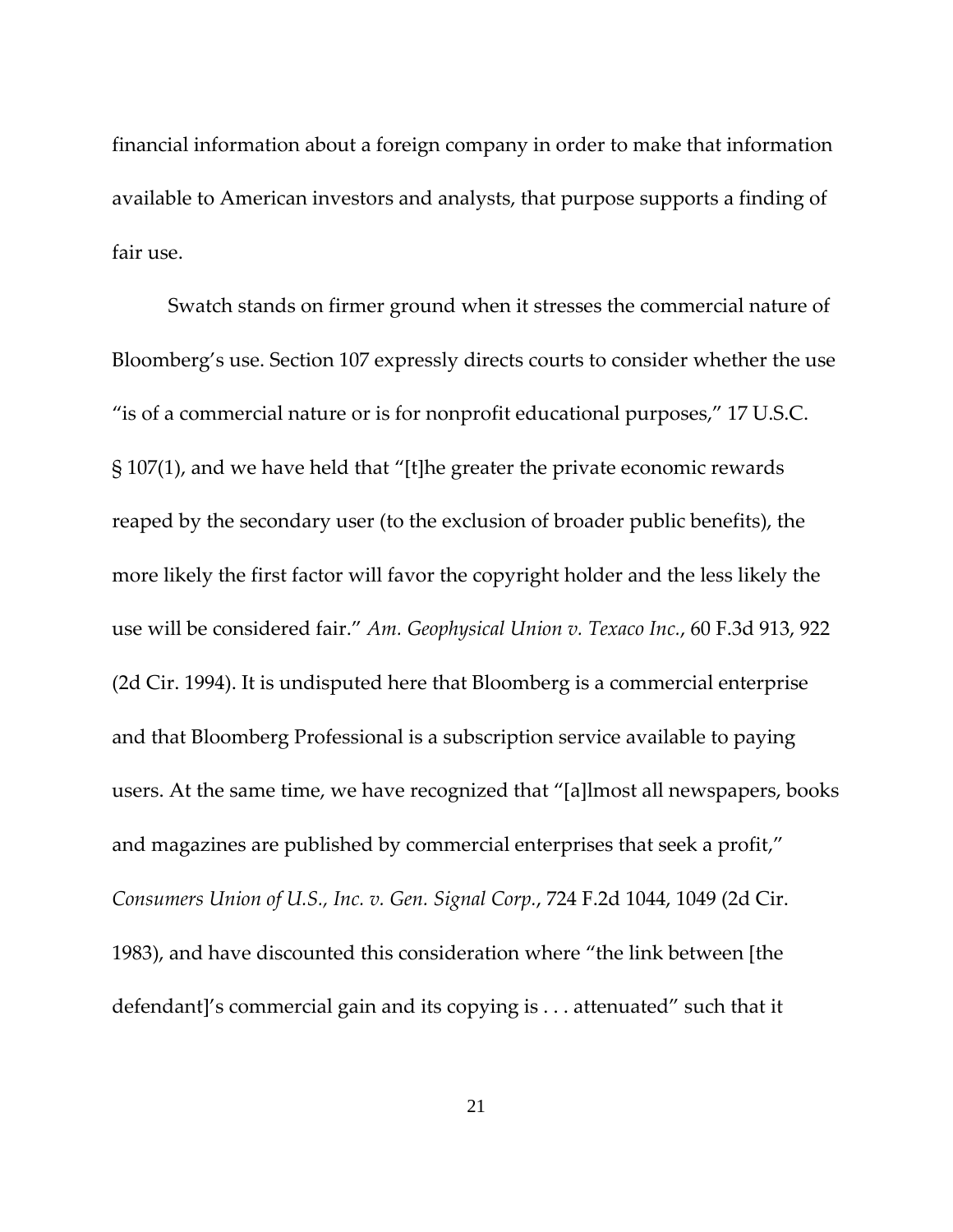financial information about a foreign company in order to make that information available to American investors and analysts, that purpose supports a finding of fair use.

Swatch stands on firmer ground when it stresses the commercial nature of Bloomberg's use. Section 107 expressly directs courts to consider whether the use "is of a commercial nature or is for nonprofit educational purposes," 17 U.S.C. § 107(1), and we have held that "[t]he greater the private economic rewards reaped by the secondary user (to the exclusion of broader public benefits), the more likely the first factor will favor the copyright holder and the less likely the use will be considered fair." *Am. Geophysical Union v. Texaco Inc.*, 60 F.3d 913, 922 (2d Cir. 1994). It is undisputed here that Bloomberg is a commercial enterprise and that Bloomberg Professional is a subscription service available to paying users. At the same time, we have recognized that "[a]lmost all newspapers, books and magazines are published by commercial enterprises that seek a profit," *Consumers Union of U.S., Inc. v. Gen. Signal Corp.*, 724 F.2d 1044, 1049 (2d Cir. 1983), and have discounted this consideration where "the link between [the defendant]'s commercial gain and its copying is . . . attenuated" such that it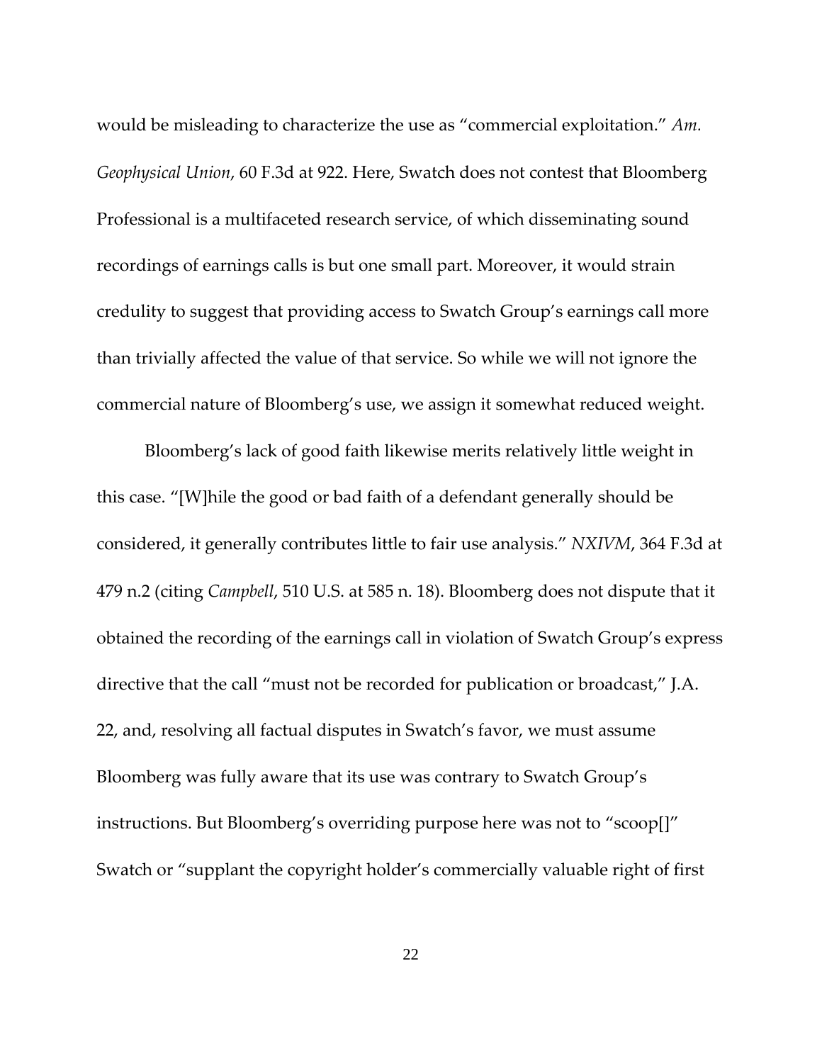would be misleading to characterize the use as "commercial exploitation." *Am. Geophysical Union*, 60 F.3d at 922. Here, Swatch does not contest that Bloomberg Professional is a multifaceted research service, of which disseminating sound recordings of earnings calls is but one small part. Moreover, it would strain credulity to suggest that providing access to Swatch Group's earnings call more than trivially affected the value of that service. So while we will not ignore the commercial nature of Bloomberg's use, we assign it somewhat reduced weight.

Bloomberg's lack of good faith likewise merits relatively little weight in this case. "[W]hile the good or bad faith of a defendant generally should be considered, it generally contributes little to fair use analysis." *NXIVM*, 364 F.3d at 479 n.2 (citing *Campbell*, 510 U.S. at 585 n. 18). Bloomberg does not dispute that it obtained the recording of the earnings call in violation of Swatch Group's express directive that the call "must not be recorded for publication or broadcast," J.A. 22, and, resolving all factual disputes in Swatch's favor, we must assume Bloomberg was fully aware that its use was contrary to Swatch Group's instructions. But Bloomberg's overriding purpose here was not to "scoop[]" Swatch or "supplant the copyright holder's commercially valuable right of first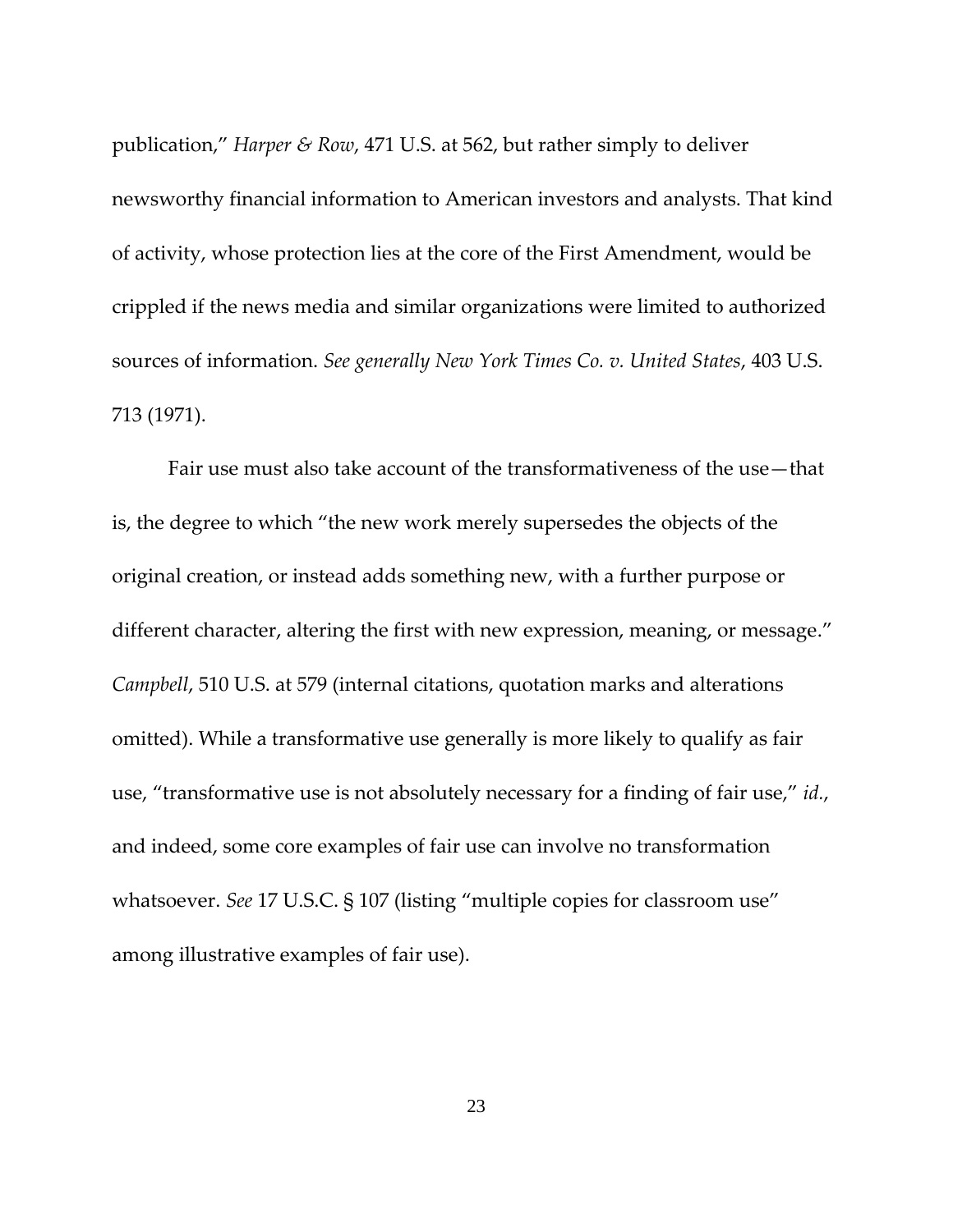publication," *Harper & Row*, 471 U.S. at 562, but rather simply to deliver newsworthy financial information to American investors and analysts. That kind of activity, whose protection lies at the core of the First Amendment, would be crippled if the news media and similar organizations were limited to authorized sources of information. *See generally New York Times Co. v. United States*, 403 U.S. 713 (1971).

Fair use must also take account of the transformativeness of the use—that is, the degree to which "the new work merely supersedes the objects of the original creation, or instead adds something new, with a further purpose or different character, altering the first with new expression, meaning, or message." *Campbell*, 510 U.S. at 579 (internal citations, quotation marks and alterations omitted). While a transformative use generally is more likely to qualify as fair use, "transformative use is not absolutely necessary for a finding of fair use," *id.*, and indeed, some core examples of fair use can involve no transformation whatsoever. *See* 17 U.S.C. § 107 (listing "multiple copies for classroom use" among illustrative examples of fair use).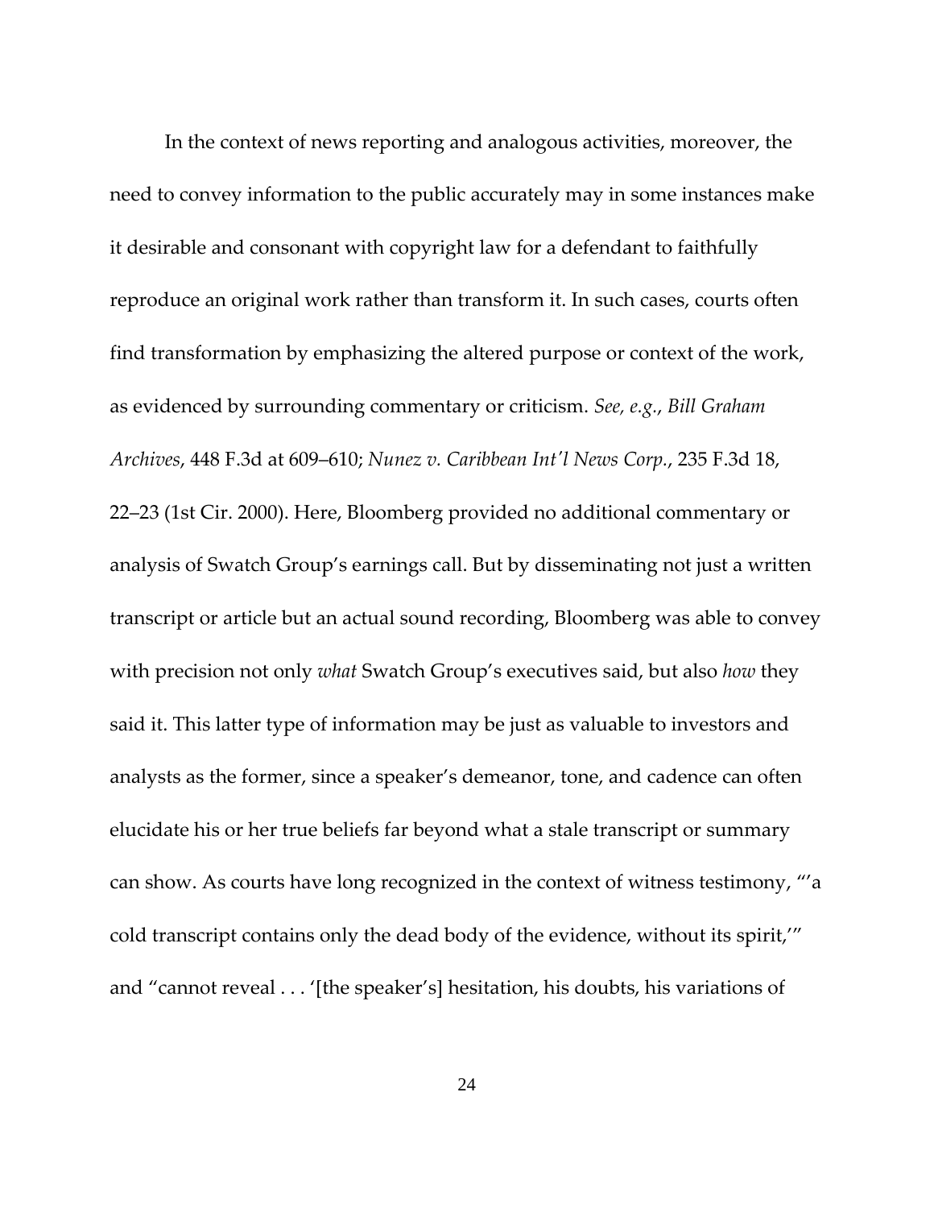In the context of news reporting and analogous activities, moreover, the need to convey information to the public accurately may in some instances make it desirable and consonant with copyright law for a defendant to faithfully reproduce an original work rather than transform it. In such cases, courts often find transformation by emphasizing the altered purpose or context of the work, as evidenced by surrounding commentary or criticism. *See, e.g.*, *Bill Graham Archives*, 448 F.3d at 609–610; *Nunez v. Caribbean Int'l News Corp.*, 235 F.3d 18, 22–23 (1st Cir. 2000). Here, Bloomberg provided no additional commentary or analysis of Swatch Group's earnings call. But by disseminating not just a written transcript or article but an actual sound recording, Bloomberg was able to convey with precision not only *what* Swatch Group's executives said, but also *how* they said it. This latter type of information may be just as valuable to investors and analysts as the former, since a speaker's demeanor, tone, and cadence can often elucidate his or her true beliefs far beyond what a stale transcript or summary can show. As courts have long recognized in the context of witness testimony, "'a cold transcript contains only the dead body of the evidence, without its spirit,'" and "cannot reveal . . . '[the speaker's] hesitation, his doubts, his variations of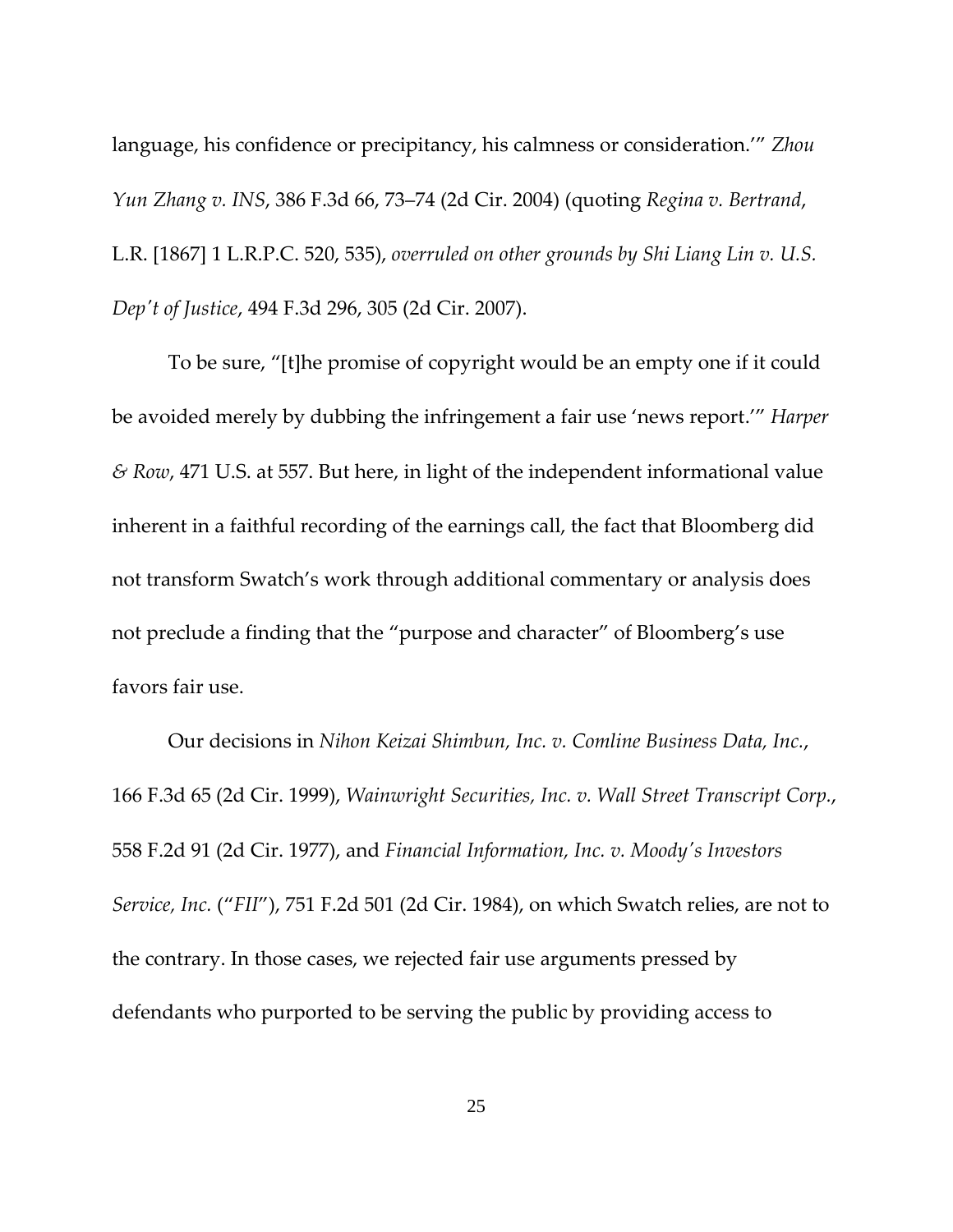language, his confidence or precipitancy, his calmness or consideration.'" *Zhou Yun Zhang v. INS*, 386 F.3d 66, 73–74 (2d Cir. 2004) (quoting *Regina v. Bertrand*, L.R. [1867] 1 L.R.P.C. 520, 535), *overruled on other grounds by Shi Liang Lin v. U.S. Dep't of Justice*, 494 F.3d 296, 305 (2d Cir. 2007).

To be sure, "[t]he promise of copyright would be an empty one if it could be avoided merely by dubbing the infringement a fair use 'news report.'" *Harper & Row*, 471 U.S. at 557. But here, in light of the independent informational value inherent in a faithful recording of the earnings call, the fact that Bloomberg did not transform Swatch's work through additional commentary or analysis does not preclude a finding that the "purpose and character" of Bloomberg's use favors fair use.

Our decisions in *Nihon Keizai Shimbun, Inc. v. Comline Business Data, Inc.*, 166 F.3d 65 (2d Cir. 1999), *Wainwright Securities, Inc. v. Wall Street Transcript Corp.*, 558 F.2d 91 (2d Cir. 1977), and *Financial Information, Inc. v. Moody's Investors Service, Inc.* ("*FII*"), 751 F.2d 501 (2d Cir. 1984), on which Swatch relies, are not to the contrary. In those cases, we rejected fair use arguments pressed by defendants who purported to be serving the public by providing access to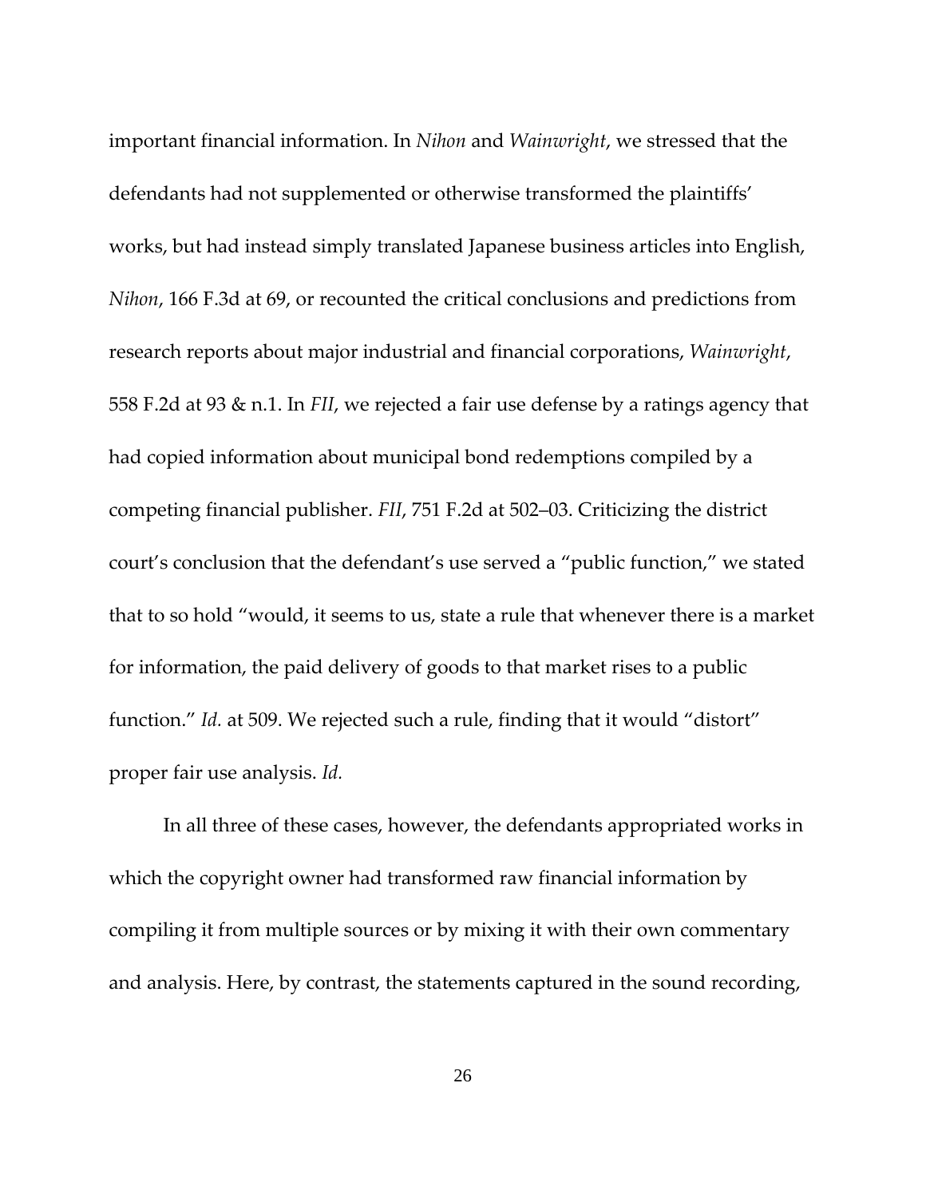important financial information. In *Nihon* and *Wainwright*, we stressed that the defendants had not supplemented or otherwise transformed the plaintiffs' works, but had instead simply translated Japanese business articles into English, *Nihon*, 166 F.3d at 69, or recounted the critical conclusions and predictions from research reports about major industrial and financial corporations, *Wainwright*, 558 F.2d at 93 & n.1. In *FII*, we rejected a fair use defense by a ratings agency that had copied information about municipal bond redemptions compiled by a competing financial publisher. *FII*, 751 F.2d at 502–03. Criticizing the district court's conclusion that the defendant's use served a "public function," we stated that to so hold "would, it seems to us, state a rule that whenever there is a market for information, the paid delivery of goods to that market rises to a public function." *Id.* at 509. We rejected such a rule, finding that it would "distort" proper fair use analysis. *Id.*

In all three of these cases, however, the defendants appropriated works in which the copyright owner had transformed raw financial information by compiling it from multiple sources or by mixing it with their own commentary and analysis. Here, by contrast, the statements captured in the sound recording,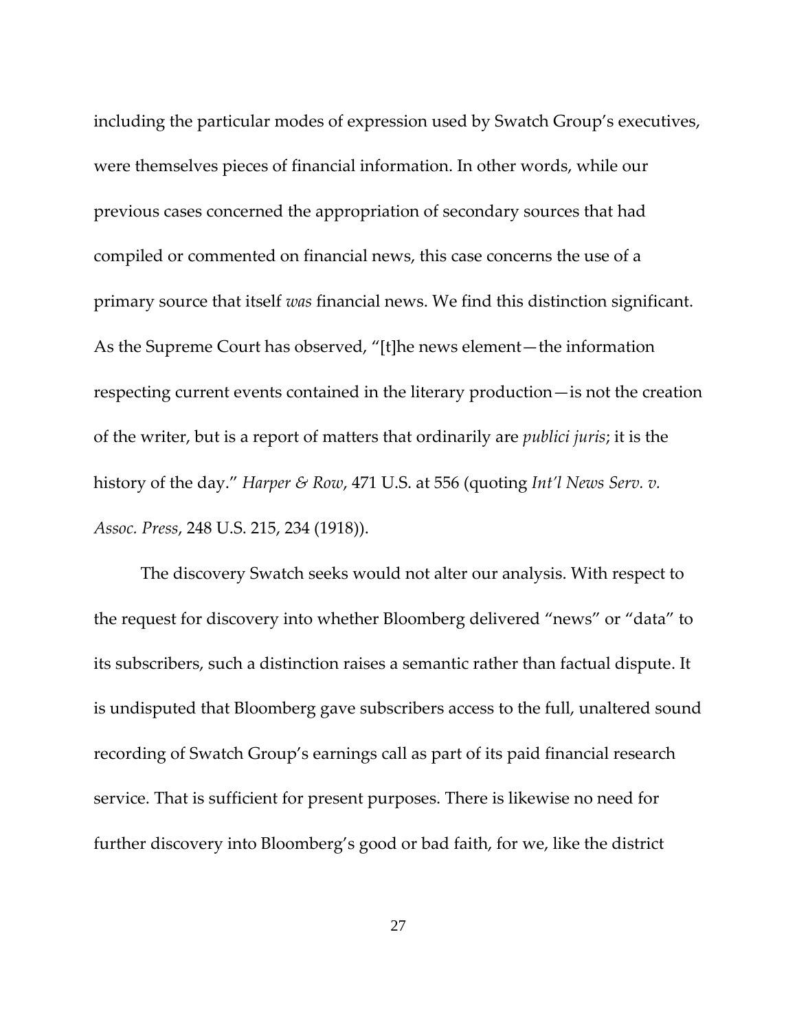including the particular modes of expression used by Swatch Group's executives, were themselves pieces of financial information. In other words, while our previous cases concerned the appropriation of secondary sources that had compiled or commented on financial news, this case concerns the use of a primary source that itself *was* financial news. We find this distinction significant. As the Supreme Court has observed, "[t]he news element—the information respecting current events contained in the literary production—is not the creation of the writer, but is a report of matters that ordinarily are *publici juris*; it is the history of the day." *Harper & Row*, 471 U.S. at 556 (quoting *Int'l News Serv. v. Assoc. Press*, 248 U.S. 215, 234 (1918)).

The discovery Swatch seeks would not alter our analysis. With respect to the request for discovery into whether Bloomberg delivered "news" or "data" to its subscribers, such a distinction raises a semantic rather than factual dispute. It is undisputed that Bloomberg gave subscribers access to the full, unaltered sound recording of Swatch Group's earnings call as part of its paid financial research service. That is sufficient for present purposes. There is likewise no need for further discovery into Bloomberg's good or bad faith, for we, like the district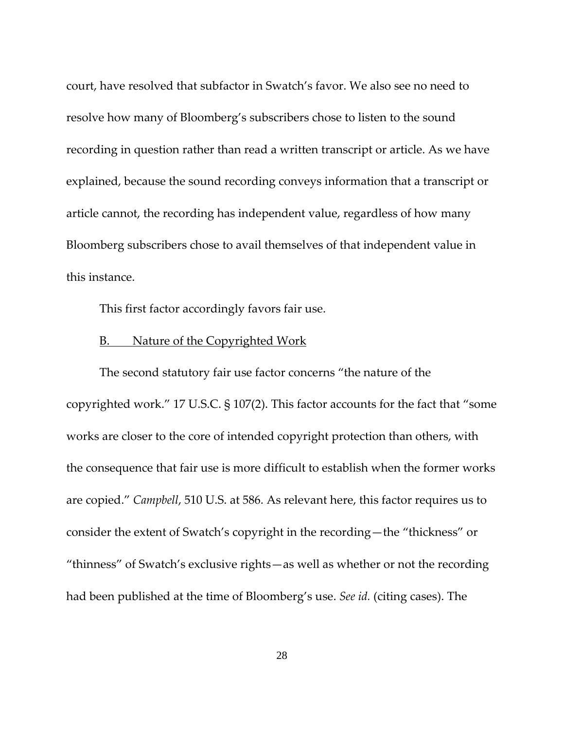court, have resolved that subfactor in Swatch's favor. We also see no need to resolve how many of Bloomberg's subscribers chose to listen to the sound recording in question rather than read a written transcript or article. As we have explained, because the sound recording conveys information that a transcript or article cannot, the recording has independent value, regardless of how many Bloomberg subscribers chose to avail themselves of that independent value in this instance.

This first factor accordingly favors fair use.

### B. Nature of the Copyrighted Work

The second statutory fair use factor concerns "the nature of the copyrighted work." 17 U.S.C. § 107(2). This factor accounts for the fact that "some works are closer to the core of intended copyright protection than others, with the consequence that fair use is more difficult to establish when the former works are copied." *Campbell*, 510 U.S. at 586. As relevant here, this factor requires us to consider the extent of Swatch's copyright in the recording—the "thickness" or "thinness" of Swatch's exclusive rights—as well as whether or not the recording had been published at the time of Bloomberg's use. *See id.* (citing cases). The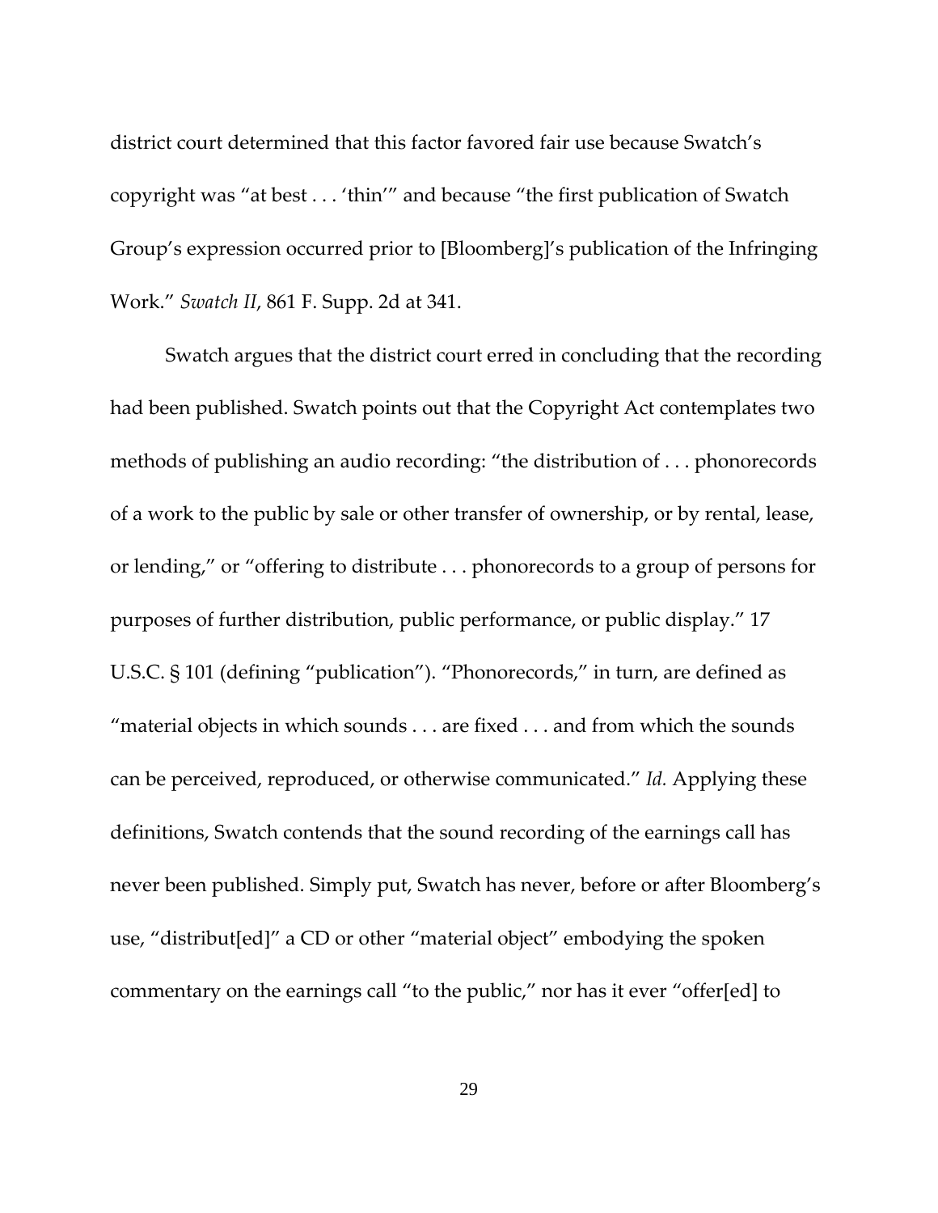district court determined that this factor favored fair use because Swatch's copyright was "at best . . . 'thin'" and because "the first publication of Swatch Group's expression occurred prior to [Bloomberg]'s publication of the Infringing Work." *Swatch II*, 861 F. Supp. 2d at 341.

Swatch argues that the district court erred in concluding that the recording had been published. Swatch points out that the Copyright Act contemplates two methods of publishing an audio recording: "the distribution of . . . phonorecords of a work to the public by sale or other transfer of ownership, or by rental, lease, or lending," or "offering to distribute . . . phonorecords to a group of persons for purposes of further distribution, public performance, or public display." 17 U.S.C. § 101 (defining "publication"). "Phonorecords," in turn, are defined as "material objects in which sounds . . . are fixed . . . and from which the sounds can be perceived, reproduced, or otherwise communicated." *Id.* Applying these definitions, Swatch contends that the sound recording of the earnings call has never been published. Simply put, Swatch has never, before or after Bloomberg's use, "distribut[ed]" a CD or other "material object" embodying the spoken commentary on the earnings call "to the public," nor has it ever "offer[ed] to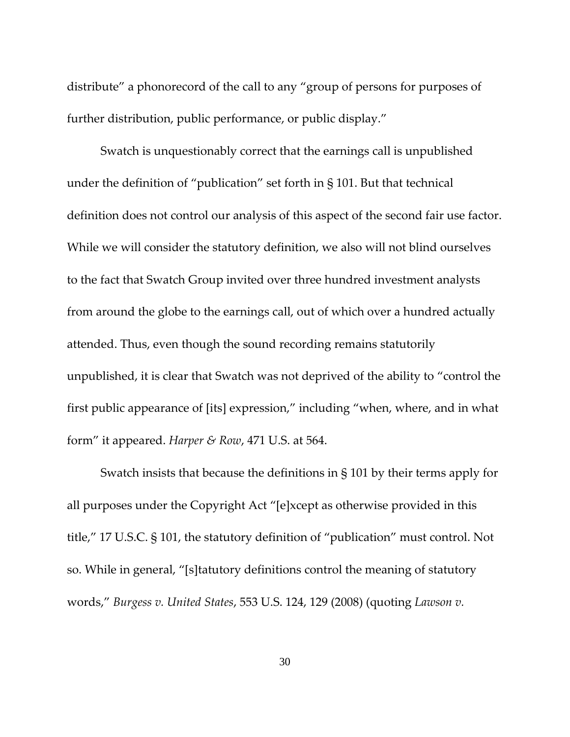distribute" a phonorecord of the call to any "group of persons for purposes of further distribution, public performance, or public display."

Swatch is unquestionably correct that the earnings call is unpublished under the definition of "publication" set forth in § 101. But that technical definition does not control our analysis of this aspect of the second fair use factor. While we will consider the statutory definition, we also will not blind ourselves to the fact that Swatch Group invited over three hundred investment analysts from around the globe to the earnings call, out of which over a hundred actually attended. Thus, even though the sound recording remains statutorily unpublished, it is clear that Swatch was not deprived of the ability to "control the first public appearance of [its] expression," including "when, where, and in what form" it appeared. *Harper & Row*, 471 U.S. at 564.

Swatch insists that because the definitions in § 101 by their terms apply for all purposes under the Copyright Act "[e]xcept as otherwise provided in this title," 17 U.S.C. § 101, the statutory definition of "publication" must control. Not so. While in general, "[s]tatutory definitions control the meaning of statutory words," *Burgess v. United States*, 553 U.S. 124, 129 (2008) (quoting *Lawson v.*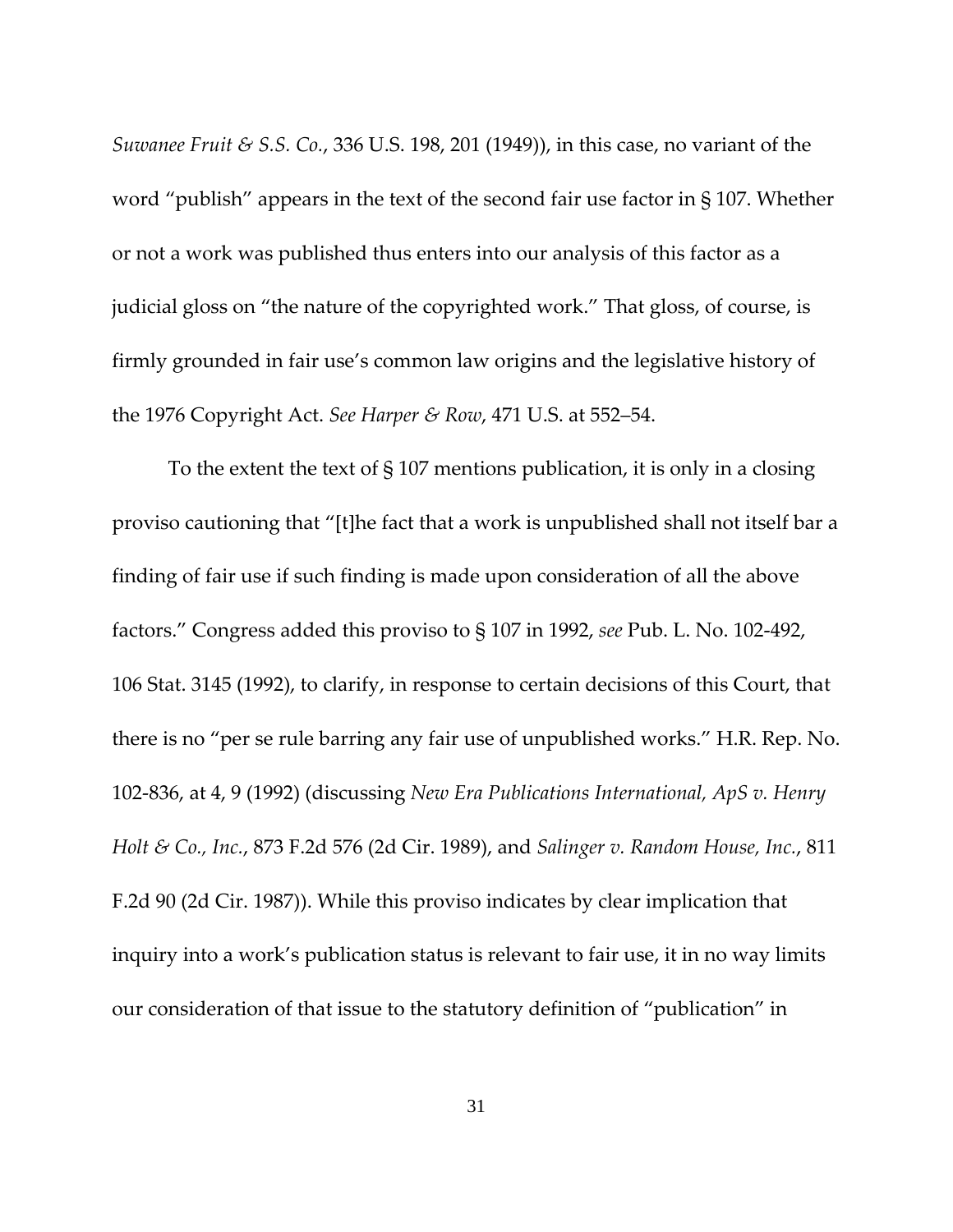*Suwanee Fruit & S.S. Co.*, 336 U.S. 198, 201 (1949)), in this case, no variant of the word "publish" appears in the text of the second fair use factor in § 107. Whether or not a work was published thus enters into our analysis of this factor as a judicial gloss on "the nature of the copyrighted work." That gloss, of course, is firmly grounded in fair use's common law origins and the legislative history of the 1976 Copyright Act. *See Harper & Row*, 471 U.S. at 552–54.

To the extent the text of § 107 mentions publication, it is only in a closing proviso cautioning that "[t]he fact that a work is unpublished shall not itself bar a finding of fair use if such finding is made upon consideration of all the above factors." Congress added this proviso to § 107 in 1992, *see* Pub. L. No. 102-492, 106 Stat. 3145 (1992), to clarify, in response to certain decisions of this Court, that there is no "per se rule barring any fair use of unpublished works." H.R. Rep. No. 102-836, at 4, 9 (1992) (discussing *New Era Publications International, ApS v. Henry Holt & Co., Inc.*, 873 F.2d 576 (2d Cir. 1989), and *Salinger v. Random House, Inc.*, 811 F.2d 90 (2d Cir. 1987)). While this proviso indicates by clear implication that inquiry into a work's publication status is relevant to fair use, it in no way limits our consideration of that issue to the statutory definition of "publication" in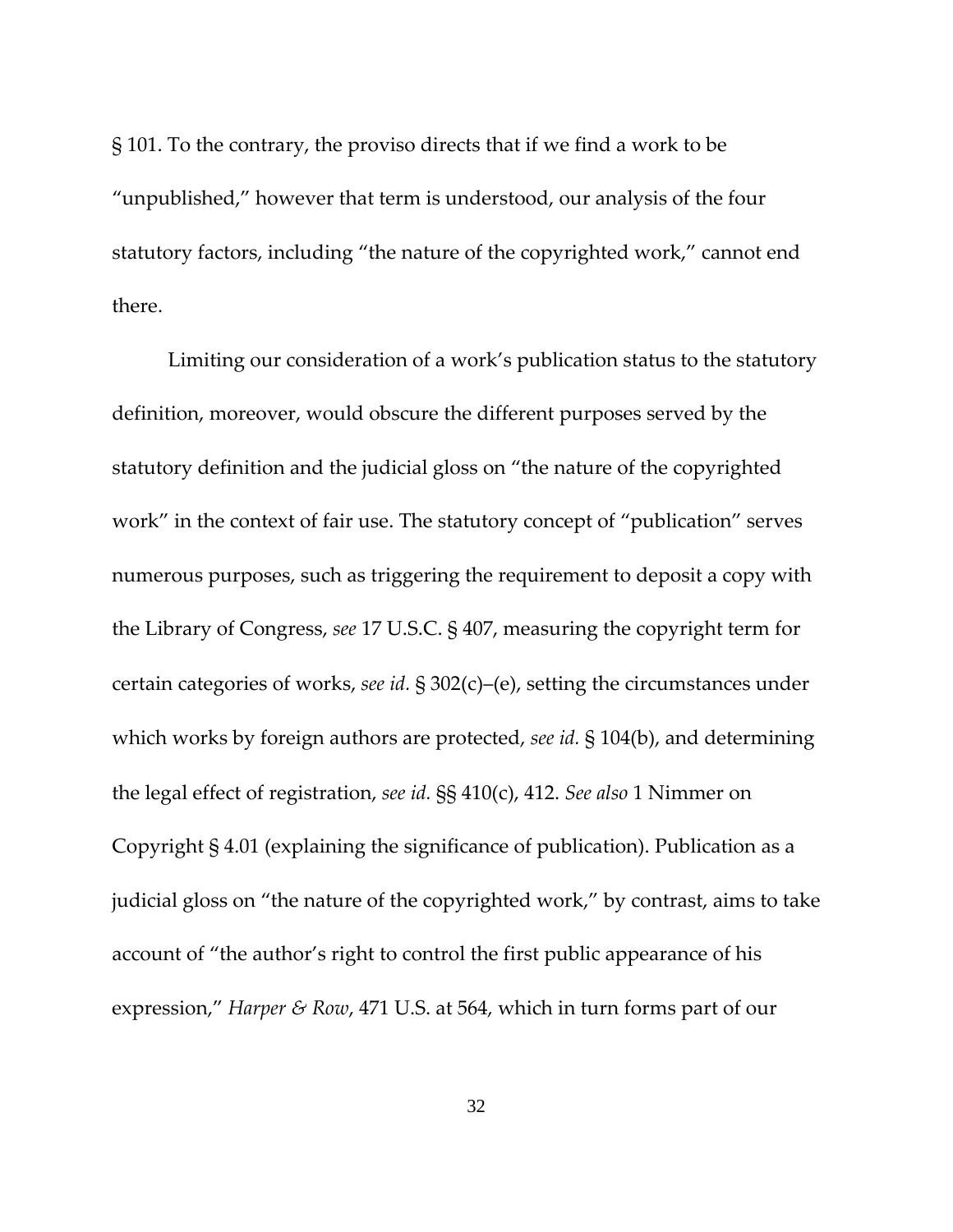§ 101. To the contrary, the proviso directs that if we find a work to be "unpublished," however that term is understood, our analysis of the four statutory factors, including "the nature of the copyrighted work," cannot end there.

Limiting our consideration of a work's publication status to the statutory definition, moreover, would obscure the different purposes served by the statutory definition and the judicial gloss on "the nature of the copyrighted work" in the context of fair use. The statutory concept of "publication" serves numerous purposes, such as triggering the requirement to deposit a copy with the Library of Congress, *see* 17 U.S.C. § 407, measuring the copyright term for certain categories of works, *see id.* § 302(c)–(e), setting the circumstances under which works by foreign authors are protected, *see id.* § 104(b), and determining the legal effect of registration, *see id.* §§ 410(c), 412. *See also* 1 Nimmer on Copyright § 4.01 (explaining the significance of publication). Publication as a judicial gloss on "the nature of the copyrighted work," by contrast, aims to take account of "the author's right to control the first public appearance of his expression," *Harper & Row*, 471 U.S. at 564, which in turn forms part of our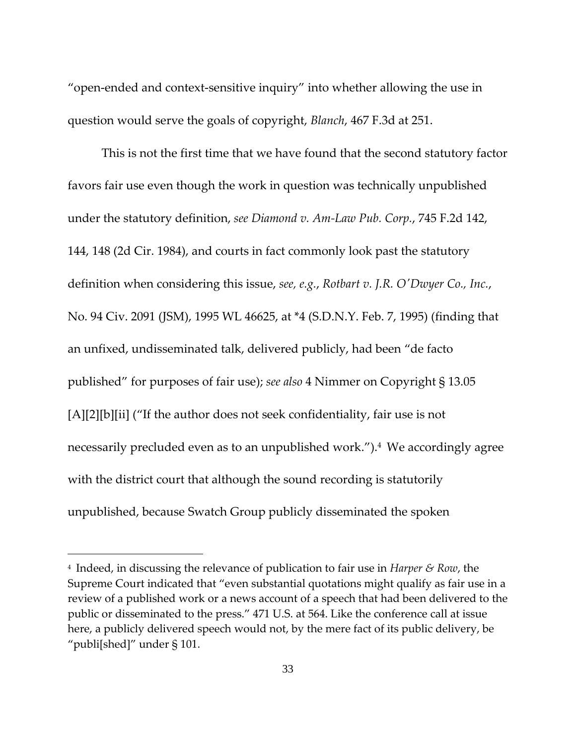"open-ended and context-sensitive inquiry" into whether allowing the use in question would serve the goals of copyright, *Blanch*, 467 F.3d at 251.

This is not the first time that we have found that the second statutory factor favors fair use even though the work in question was technically unpublished under the statutory definition, *see Diamond v. Am-Law Pub. Corp.*, 745 F.2d 142, 144, 148 (2d Cir. 1984), and courts in fact commonly look past the statutory definition when considering this issue, *see, e.g.*, *Rotbart v. J.R. O'Dwyer Co., Inc.*, No. 94 Civ. 2091 (JSM), 1995 WL 46625, at *4 (S.D.N.Y. Feb. 7, 1995) (finding that an unfixed, undisseminated talk, delivered publicly, had been "de facto published" for purposes of fair use); *see also* 4 Nimmer on Copyright § 13.05 [A][2][b][ii] ("If the author does not seek confidentiality, fair use is not necessarily precluded even as to an unpublished work.").[4] We accordingly agree with the district court that although the sound recording is statutorily unpublished, because Swatch Group publicly disseminated the spoken

---

[4] Indeed, in discussing the relevance of publication to fair use in *Harper & Row*, the Supreme Court indicated that "even substantial quotations might qualify as fair use in a review of a published work or a news account of a speech that had been delivered to the public or disseminated to the press." 471 U.S. at 564. Like the conference call at issue here, a publicly delivered speech would not, by the mere fact of its public delivery, be "publi[shed]" under § 101.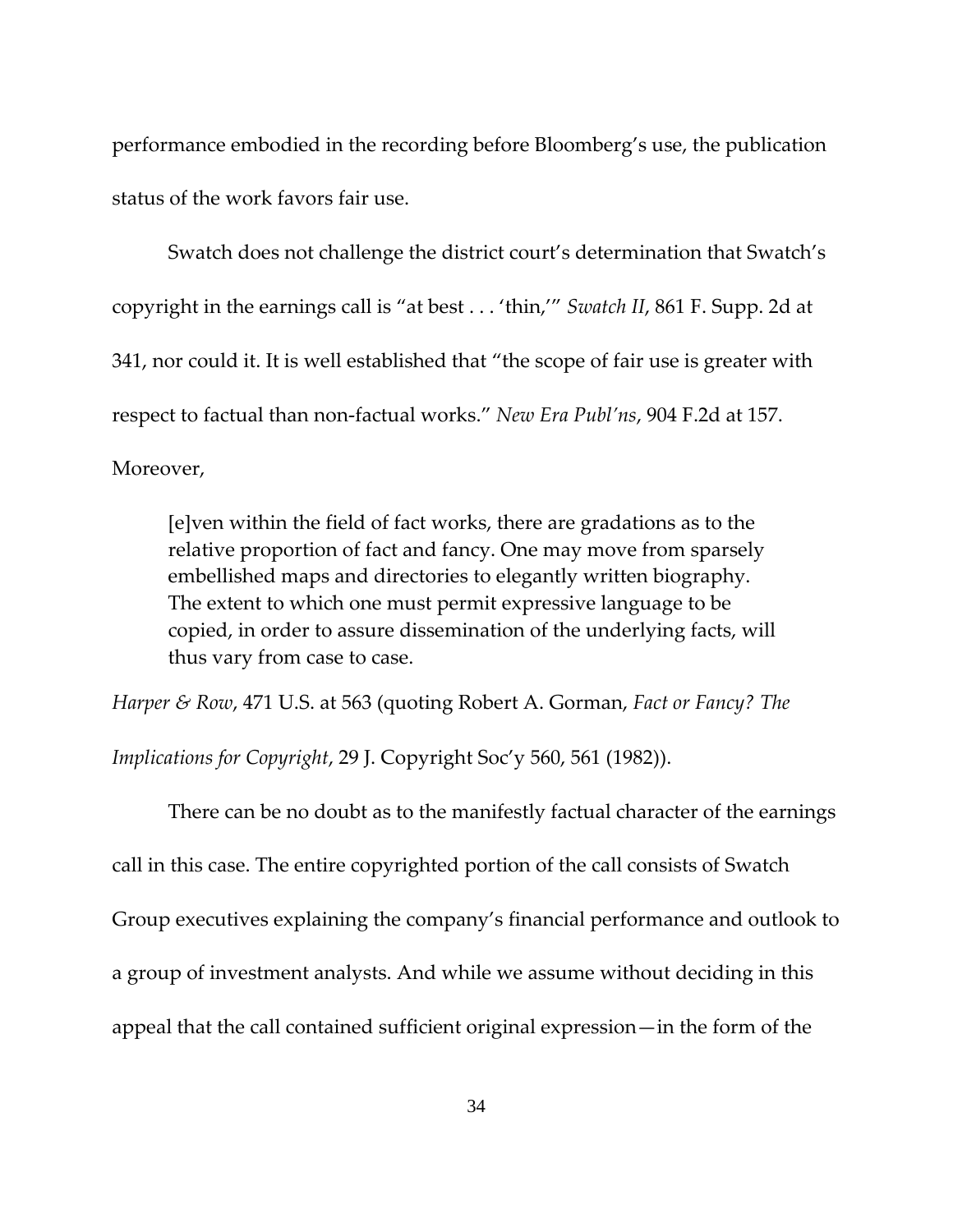performance embodied in the recording before Bloomberg's use, the publication status of the work favors fair use.

Swatch does not challenge the district court's determination that Swatch's copyright in the earnings call is "at best . . . 'thin,'" *Swatch II*, 861 F. Supp. 2d at 341, nor could it. It is well established that "the scope of fair use is greater with respect to factual than non-factual works." *New Era Publ'ns*, 904 F.2d at 157. Moreover,

> [e]ven within the field of fact works, there are gradations as to the relative proportion of fact and fancy. One may move from sparsely embellished maps and directories to elegantly written biography. The extent to which one must permit expressive language to be copied, in order to assure dissemination of the underlying facts, will thus vary from case to case.

*Harper & Row*, 471 U.S. at 563 (quoting Robert A. Gorman, *Fact or Fancy? The Implications for Copyright*, 29 J. Copyright Soc'y 560, 561 (1982)).

There can be no doubt as to the manifestly factual character of the earnings call in this case. The entire copyrighted portion of the call consists of Swatch Group executives explaining the company's financial performance and outlook to a group of investment analysts. And while we assume without deciding in this appeal that the call contained sufficient original expression—in the form of the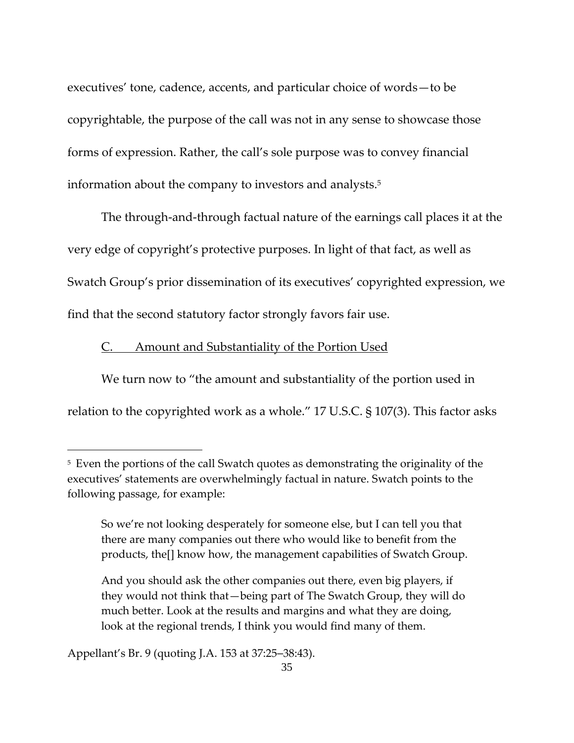executives' tone, cadence, accents, and particular choice of words—to be copyrightable, the purpose of the call was not in any sense to showcase those forms of expression. Rather, the call's sole purpose was to convey financial information about the company to investors and analysts.[5]

The through-and-through factual nature of the earnings call places it at the very edge of copyright's protective purposes. In light of that fact, as well as Swatch Group's prior dissemination of its executives' copyrighted expression, we find that the second statutory factor strongly favors fair use.

<u>C. Amount and Substantiality of the Portion Used</u>

We turn now to "the amount and substantiality of the portion used in relation to the copyrighted work as a whole." 17 U.S.C. § 107(3). This factor asks

---

[5] Even the portions of the call Swatch quotes as demonstrating the originality of the executives' statements are overwhelmingly factual in nature. Swatch points to the following passage, for example:

> So we're not looking desperately for someone else, but I can tell you that there are many companies out there who would like to benefit from the products, the[] know how, the management capabilities of Swatch Group.
>
> And you should ask the other companies out there, even big players, if they would not think that—being part of The Swatch Group, they will do much better. Look at the results and margins and what they are doing, look at the regional trends, I think you would find many of them.

Appellant's Br. 9 (quoting J.A. 153 at 37:25–38:43).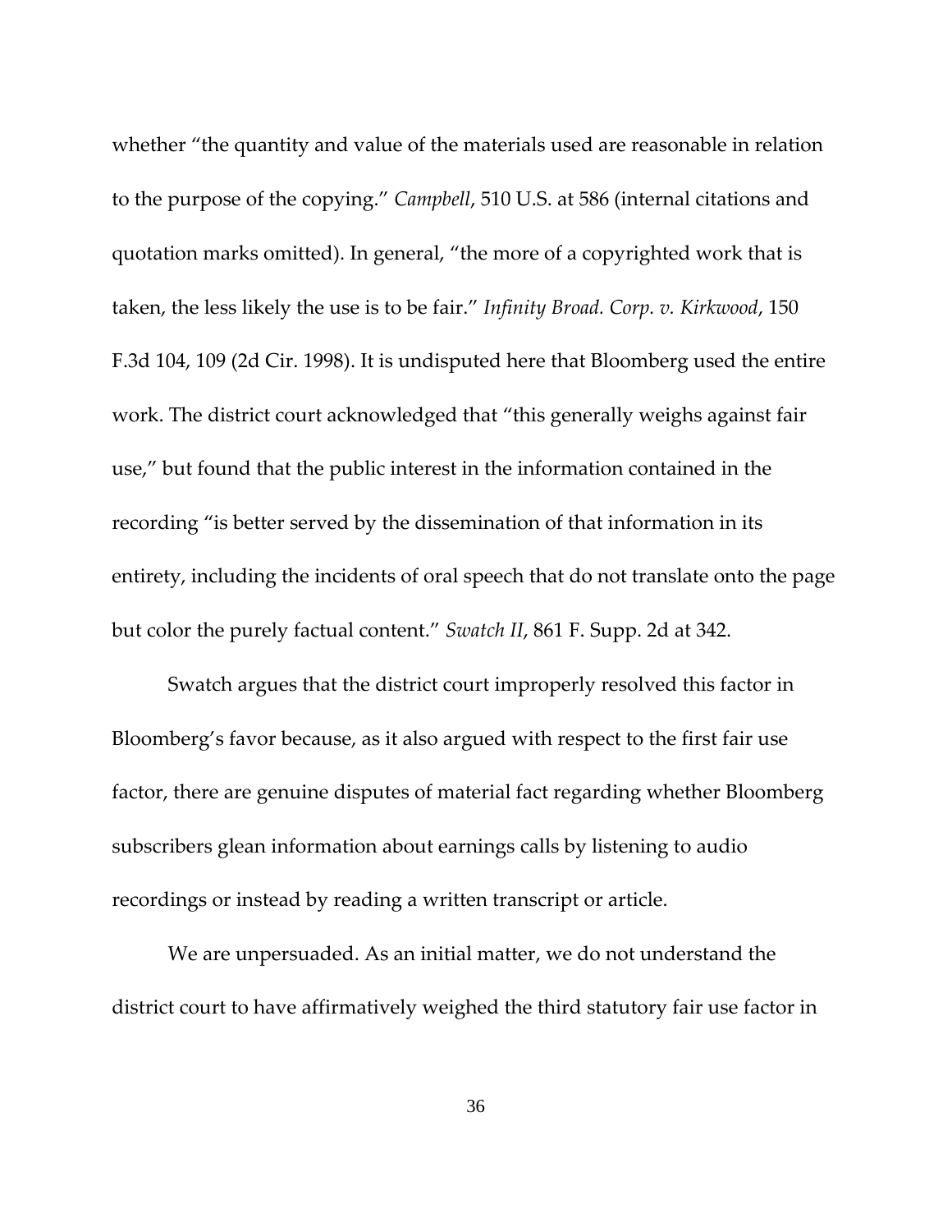whether "the quantity and value of the materials used are reasonable in relation to the purpose of the copying." *Campbell*, 510 U.S. at 586 (internal citations and quotation marks omitted). In general, "the more of a copyrighted work that is taken, the less likely the use is to be fair." *Infinity Broad. Corp. v. Kirkwood*, 150 F.3d 104, 109 (2d Cir. 1998). It is undisputed here that Bloomberg used the entire work. The district court acknowledged that "this generally weighs against fair use," but found that the public interest in the information contained in the recording "is better served by the dissemination of that information in its entirety, including the incidents of oral speech that do not translate onto the page but color the purely factual content." *Swatch II*, 861 F. Supp. 2d at 342.

Swatch argues that the district court improperly resolved this factor in Bloomberg's favor because, as it also argued with respect to the first fair use factor, there are genuine disputes of material fact regarding whether Bloomberg subscribers glean information about earnings calls by listening to audio recordings or instead by reading a written transcript or article.

We are unpersuaded. As an initial matter, we do not understand the district court to have affirmatively weighed the third statutory fair use factor in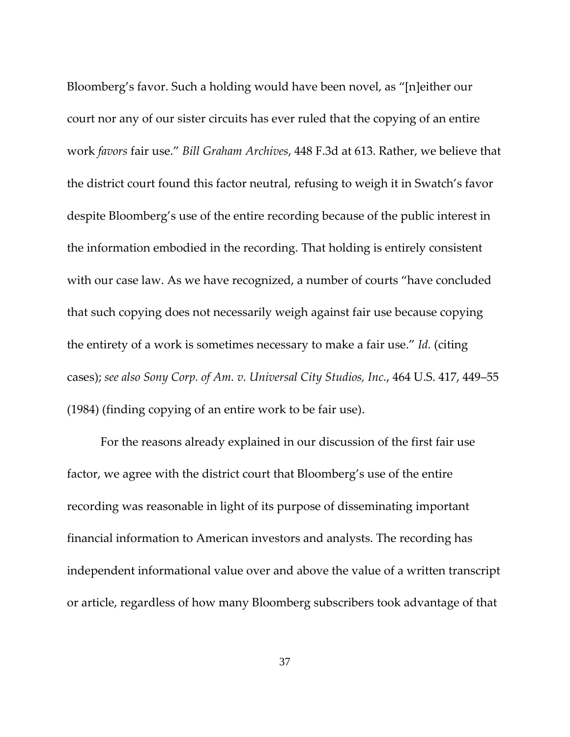Bloomberg's favor. Such a holding would have been novel, as "[n]either our court nor any of our sister circuits has ever ruled that the copying of an entire work *favors* fair use." *Bill Graham Archives*, 448 F.3d at 613. Rather, we believe that the district court found this factor neutral, refusing to weigh it in Swatch's favor despite Bloomberg's use of the entire recording because of the public interest in the information embodied in the recording. That holding is entirely consistent with our case law. As we have recognized, a number of courts "have concluded that such copying does not necessarily weigh against fair use because copying the entirety of a work is sometimes necessary to make a fair use." *Id.* (citing cases); *see also Sony Corp. of Am. v. Universal City Studios, Inc.*, 464 U.S. 417, 449–55 (1984) (finding copying of an entire work to be fair use).

For the reasons already explained in our discussion of the first fair use factor, we agree with the district court that Bloomberg's use of the entire recording was reasonable in light of its purpose of disseminating important financial information to American investors and analysts. The recording has independent informational value over and above the value of a written transcript or article, regardless of how many Bloomberg subscribers took advantage of that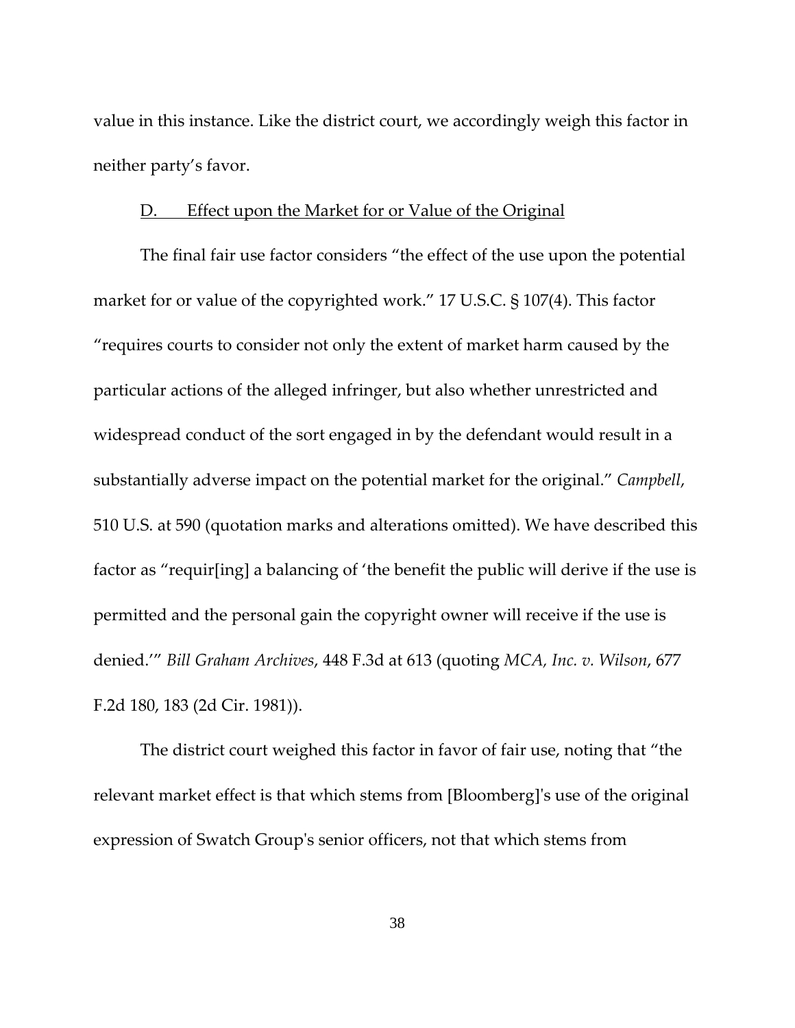value in this instance. Like the district court, we accordingly weigh this factor in neither party's favor.

D. Effect upon the Market for or Value of the Original

The final fair use factor considers "the effect of the use upon the potential market for or value of the copyrighted work." 17 U.S.C. § 107(4). This factor "requires courts to consider not only the extent of market harm caused by the particular actions of the alleged infringer, but also whether unrestricted and widespread conduct of the sort engaged in by the defendant would result in a substantially adverse impact on the potential market for the original." *Campbell*, 510 U.S. at 590 (quotation marks and alterations omitted). We have described this factor as "requir[ing] a balancing of 'the benefit the public will derive if the use is permitted and the personal gain the copyright owner will receive if the use is denied.'" *Bill Graham Archives*, 448 F.3d at 613 (quoting *MCA, Inc. v. Wilson*, 677 F.2d 180, 183 (2d Cir. 1981)).

The district court weighed this factor in favor of fair use, noting that "the relevant market effect is that which stems from [Bloomberg]'s use of the original expression of Swatch Group's senior officers, not that which stems from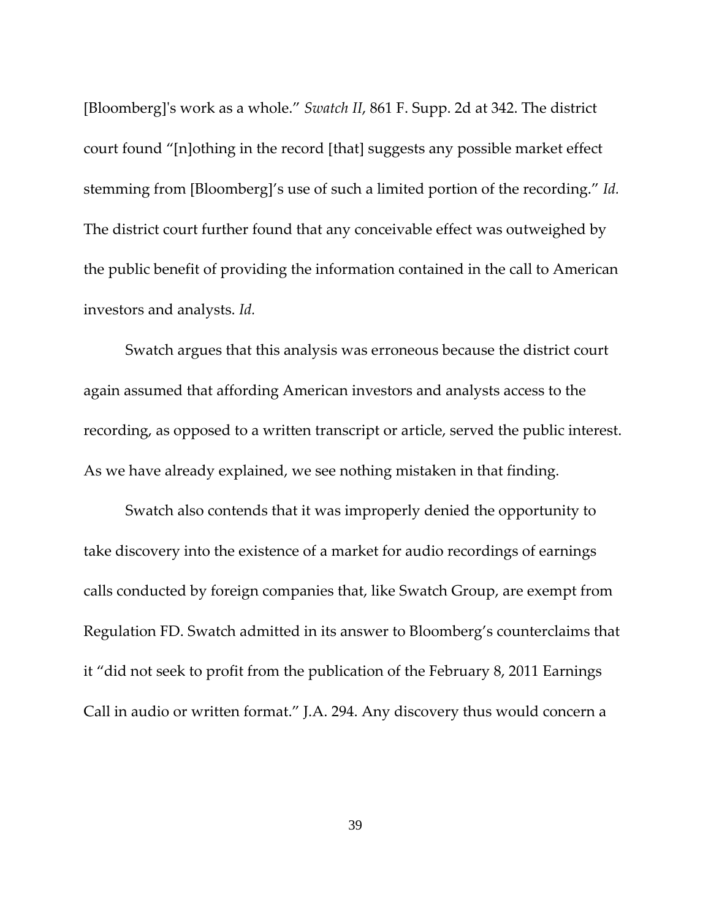[Bloomberg]'s work as a whole." *Swatch II*, 861 F. Supp. 2d at 342. The district court found "[n]othing in the record [that] suggests any possible market effect stemming from [Bloomberg]'s use of such a limited portion of the recording." *Id.* The district court further found that any conceivable effect was outweighed by the public benefit of providing the information contained in the call to American investors and analysts. *Id.*

Swatch argues that this analysis was erroneous because the district court again assumed that affording American investors and analysts access to the recording, as opposed to a written transcript or article, served the public interest. As we have already explained, we see nothing mistaken in that finding.

Swatch also contends that it was improperly denied the opportunity to take discovery into the existence of a market for audio recordings of earnings calls conducted by foreign companies that, like Swatch Group, are exempt from Regulation FD. Swatch admitted in its answer to Bloomberg's counterclaims that it "did not seek to profit from the publication of the February 8, 2011 Earnings Call in audio or written format." J.A. 294. Any discovery thus would concern a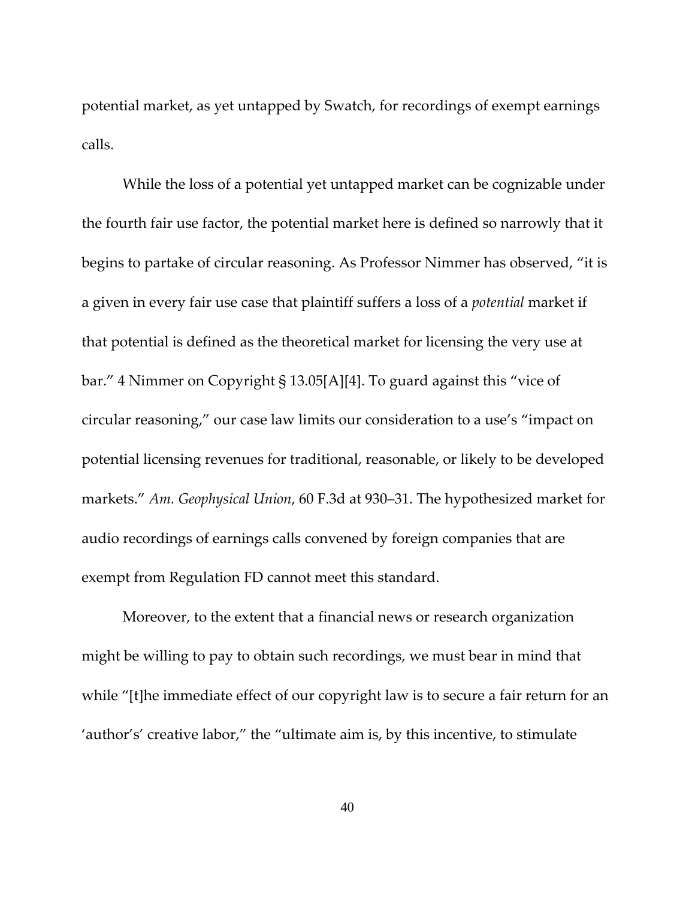potential market, as yet untapped by Swatch, for recordings of exempt earnings calls.

While the loss of a potential yet untapped market can be cognizable under the fourth fair use factor, the potential market here is defined so narrowly that it begins to partake of circular reasoning. As Professor Nimmer has observed, "it is a given in every fair use case that plaintiff suffers a loss of a *potential* market if that potential is defined as the theoretical market for licensing the very use at bar." 4 Nimmer on Copyright § 13.05[A][4]. To guard against this "vice of circular reasoning," our case law limits our consideration to a use's "impact on potential licensing revenues for traditional, reasonable, or likely to be developed markets." *Am. Geophysical Union*, 60 F.3d at 930–31. The hypothesized market for audio recordings of earnings calls convened by foreign companies that are exempt from Regulation FD cannot meet this standard.

Moreover, to the extent that a financial news or research organization might be willing to pay to obtain such recordings, we must bear in mind that while "[t]he immediate effect of our copyright law is to secure a fair return for an 'author's' creative labor," the "ultimate aim is, by this incentive, to stimulate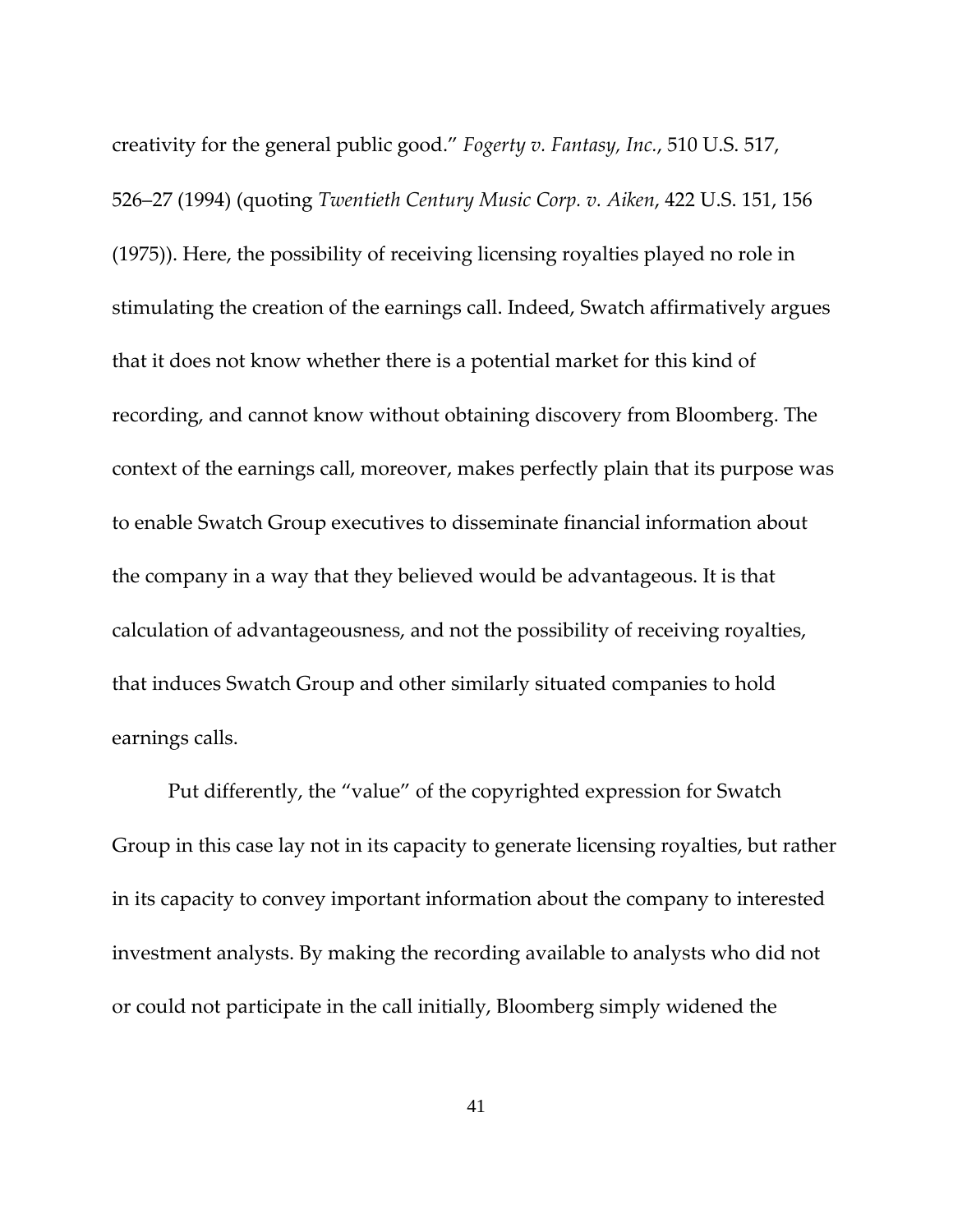creativity for the general public good." *Fogerty v. Fantasy, Inc.*, 510 U.S. 517, 526–27 (1994) (quoting *Twentieth Century Music Corp. v. Aiken*, 422 U.S. 151, 156 (1975)). Here, the possibility of receiving licensing royalties played no role in stimulating the creation of the earnings call. Indeed, Swatch affirmatively argues that it does not know whether there is a potential market for this kind of recording, and cannot know without obtaining discovery from Bloomberg. The context of the earnings call, moreover, makes perfectly plain that its purpose was to enable Swatch Group executives to disseminate financial information about the company in a way that they believed would be advantageous. It is that calculation of advantageousness, and not the possibility of receiving royalties, that induces Swatch Group and other similarly situated companies to hold earnings calls.

Put differently, the "value" of the copyrighted expression for Swatch Group in this case lay not in its capacity to generate licensing royalties, but rather in its capacity to convey important information about the company to interested investment analysts. By making the recording available to analysts who did not or could not participate in the call initially, Bloomberg simply widened the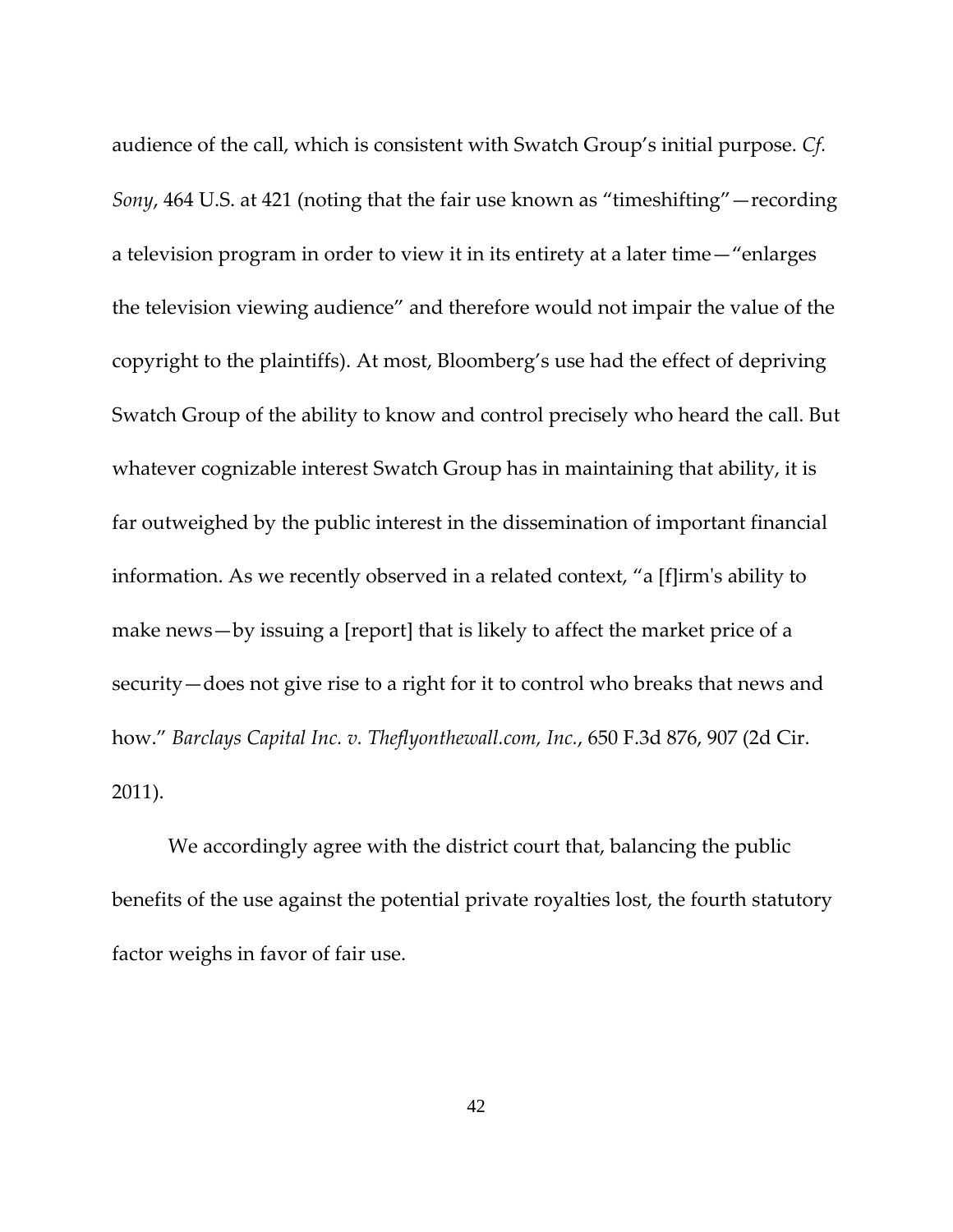audience of the call, which is consistent with Swatch Group's initial purpose. *Cf. Sony*, 464 U.S. at 421 (noting that the fair use known as "timeshifting"—recording a television program in order to view it in its entirety at a later time—"enlarges the television viewing audience" and therefore would not impair the value of the copyright to the plaintiffs). At most, Bloomberg's use had the effect of depriving Swatch Group of the ability to know and control precisely who heard the call. But whatever cognizable interest Swatch Group has in maintaining that ability, it is far outweighed by the public interest in the dissemination of important financial information. As we recently observed in a related context, "a [f]irm's ability to make news—by issuing a [report] that is likely to affect the market price of a security—does not give rise to a right for it to control who breaks that news and how." *Barclays Capital Inc. v. Theflyonthewall.com, Inc.*, 650 F.3d 876, 907 (2d Cir. 2011).

We accordingly agree with the district court that, balancing the public benefits of the use against the potential private royalties lost, the fourth statutory factor weighs in favor of fair use.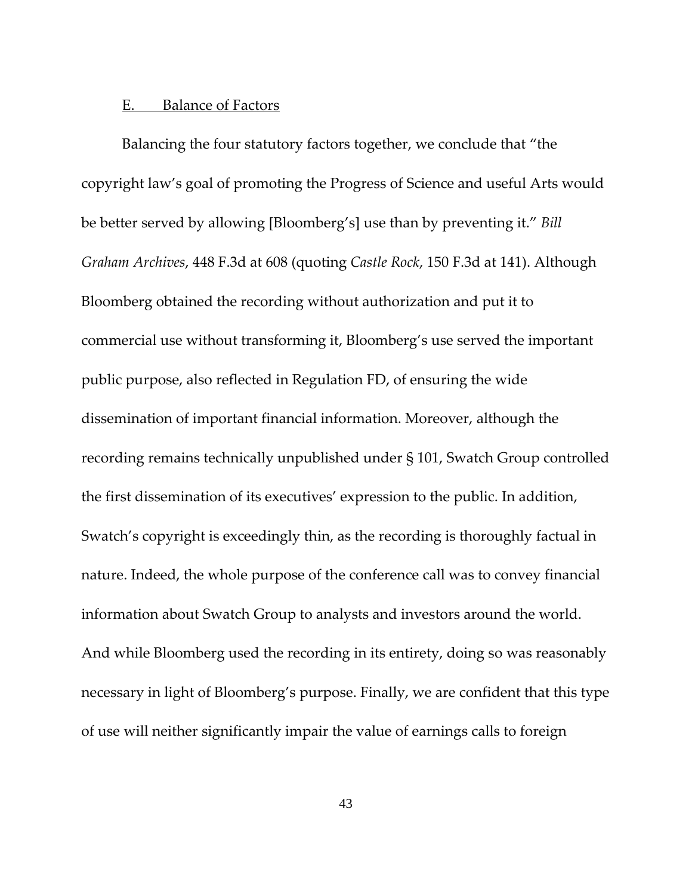E. Balance of Factors

Balancing the four statutory factors together, we conclude that "the copyright law's goal of promoting the Progress of Science and useful Arts would be better served by allowing [Bloomberg's] use than by preventing it." *Bill Graham Archives*, 448 F.3d at 608 (quoting *Castle Rock*, 150 F.3d at 141). Although Bloomberg obtained the recording without authorization and put it to commercial use without transforming it, Bloomberg's use served the important public purpose, also reflected in Regulation FD, of ensuring the wide dissemination of important financial information. Moreover, although the recording remains technically unpublished under § 101, Swatch Group controlled the first dissemination of its executives' expression to the public. In addition, Swatch's copyright is exceedingly thin, as the recording is thoroughly factual in nature. Indeed, the whole purpose of the conference call was to convey financial information about Swatch Group to analysts and investors around the world. And while Bloomberg used the recording in its entirety, doing so was reasonably necessary in light of Bloomberg's purpose. Finally, we are confident that this type of use will neither significantly impair the value of earnings calls to foreign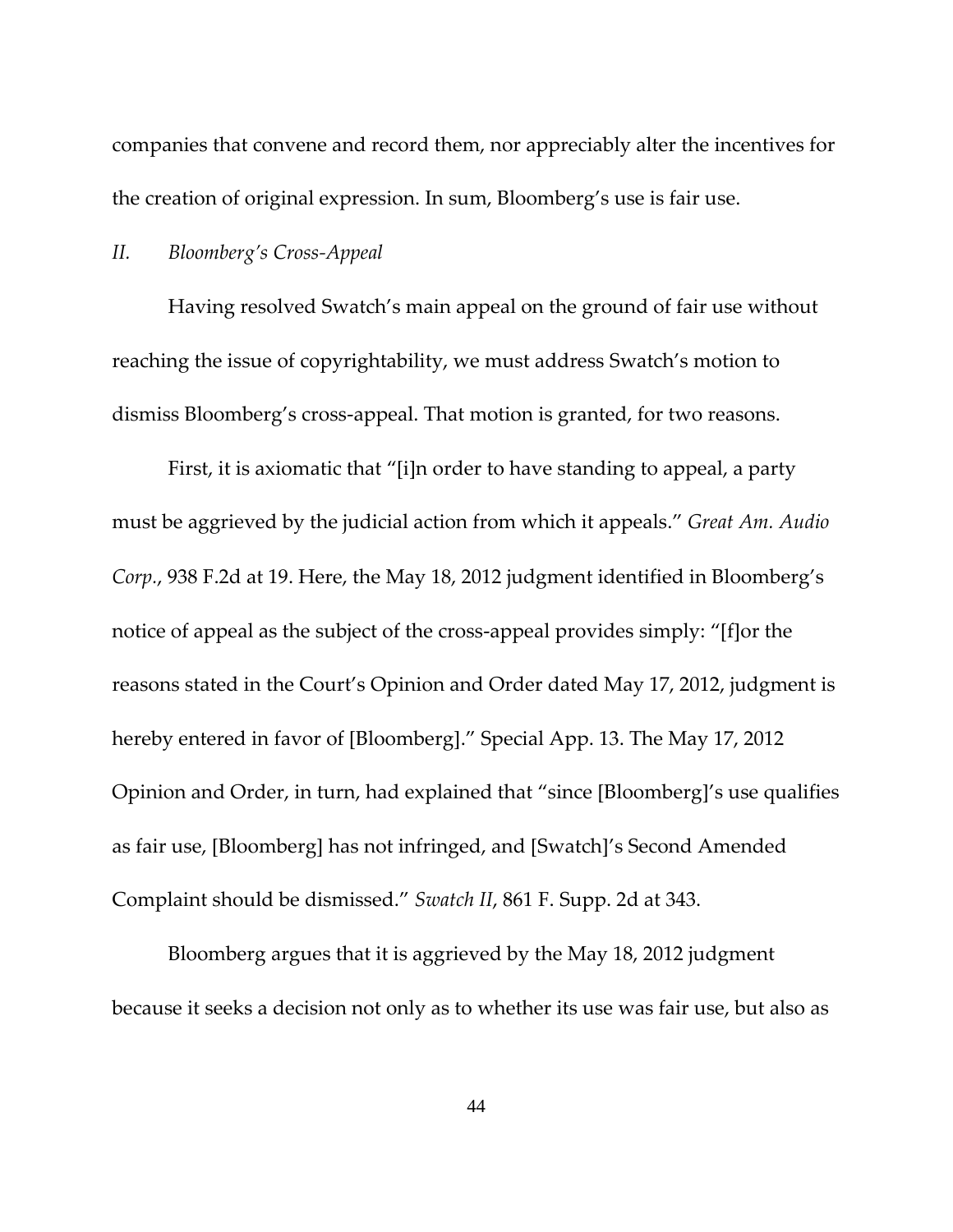companies that convene and record them, nor appreciably alter the incentives for the creation of original expression. In sum, Bloomberg's use is fair use.

### *II. Bloomberg's Cross-Appeal*

Having resolved Swatch's main appeal on the ground of fair use without reaching the issue of copyrightability, we must address Swatch's motion to dismiss Bloomberg's cross-appeal. That motion is granted, for two reasons.

First, it is axiomatic that "[i]n order to have standing to appeal, a party must be aggrieved by the judicial action from which it appeals." *Great Am. Audio Corp.*, 938 F.2d at 19. Here, the May 18, 2012 judgment identified in Bloomberg's notice of appeal as the subject of the cross-appeal provides simply: "[f]or the reasons stated in the Court's Opinion and Order dated May 17, 2012, judgment is hereby entered in favor of [Bloomberg]." Special App. 13. The May 17, 2012 Opinion and Order, in turn, had explained that "since [Bloomberg]'s use qualifies as fair use, [Bloomberg] has not infringed, and [Swatch]'s Second Amended Complaint should be dismissed." *Swatch II*, 861 F. Supp. 2d at 343.

Bloomberg argues that it is aggrieved by the May 18, 2012 judgment because it seeks a decision not only as to whether its use was fair use, but also as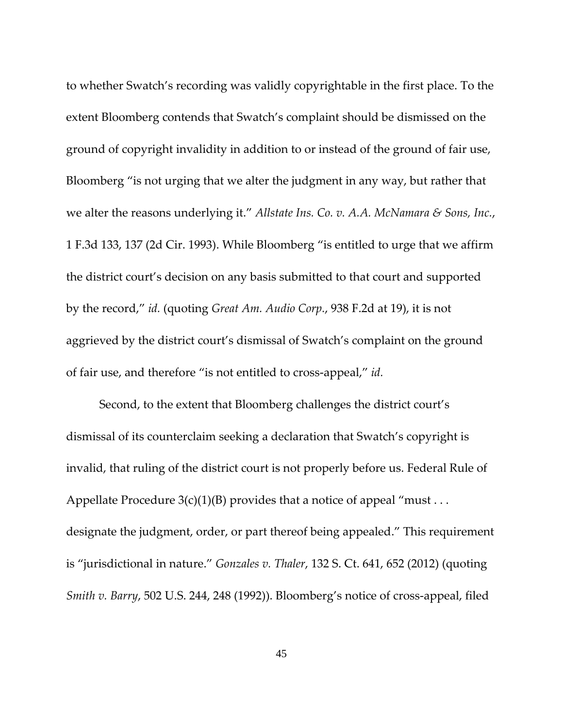to whether Swatch's recording was validly copyrightable in the first place. To the extent Bloomberg contends that Swatch's complaint should be dismissed on the ground of copyright invalidity in addition to or instead of the ground of fair use, Bloomberg "is not urging that we alter the judgment in any way, but rather that we alter the reasons underlying it." *Allstate Ins. Co. v. A.A. McNamara & Sons, Inc.*, 1 F.3d 133, 137 (2d Cir. 1993). While Bloomberg "is entitled to urge that we affirm the district court's decision on any basis submitted to that court and supported by the record," *id.* (quoting *Great Am. Audio Corp.*, 938 F.2d at 19), it is not aggrieved by the district court's dismissal of Swatch's complaint on the ground of fair use, and therefore "is not entitled to cross-appeal," *id.*

Second, to the extent that Bloomberg challenges the district court's dismissal of its counterclaim seeking a declaration that Swatch's copyright is invalid, that ruling of the district court is not properly before us. Federal Rule of Appellate Procedure 3(c)(1)(B) provides that a notice of appeal "must . . . designate the judgment, order, or part thereof being appealed." This requirement is "jurisdictional in nature." *Gonzales v. Thaler*, 132 S. Ct. 641, 652 (2012) (quoting *Smith v. Barry*, 502 U.S. 244, 248 (1992)). Bloomberg's notice of cross-appeal, filed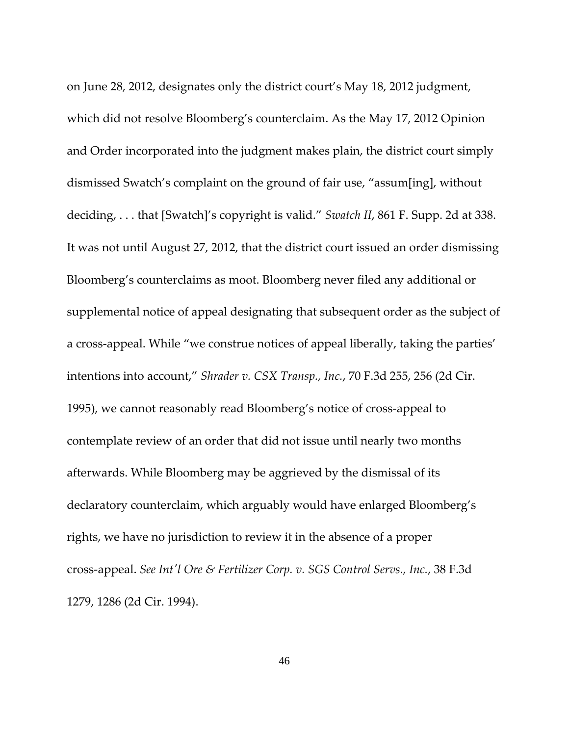on June 28, 2012, designates only the district court's May 18, 2012 judgment, which did not resolve Bloomberg's counterclaim. As the May 17, 2012 Opinion and Order incorporated into the judgment makes plain, the district court simply dismissed Swatch's complaint on the ground of fair use, "assum[ing], without deciding, . . . that [Swatch]'s copyright is valid." *Swatch II*, 861 F. Supp. 2d at 338. It was not until August 27, 2012, that the district court issued an order dismissing Bloomberg's counterclaims as moot. Bloomberg never filed any additional or supplemental notice of appeal designating that subsequent order as the subject of a cross-appeal. While "we construe notices of appeal liberally, taking the parties' intentions into account," *Shrader v. CSX Transp., Inc.*, 70 F.3d 255, 256 (2d Cir. 1995), we cannot reasonably read Bloomberg's notice of cross-appeal to contemplate review of an order that did not issue until nearly two months afterwards. While Bloomberg may be aggrieved by the dismissal of its declaratory counterclaim, which arguably would have enlarged Bloomberg's rights, we have no jurisdiction to review it in the absence of a proper cross-appeal. *See Int'l Ore & Fertilizer Corp. v. SGS Control Servs., Inc.*, 38 F.3d 1279, 1286 (2d Cir. 1994).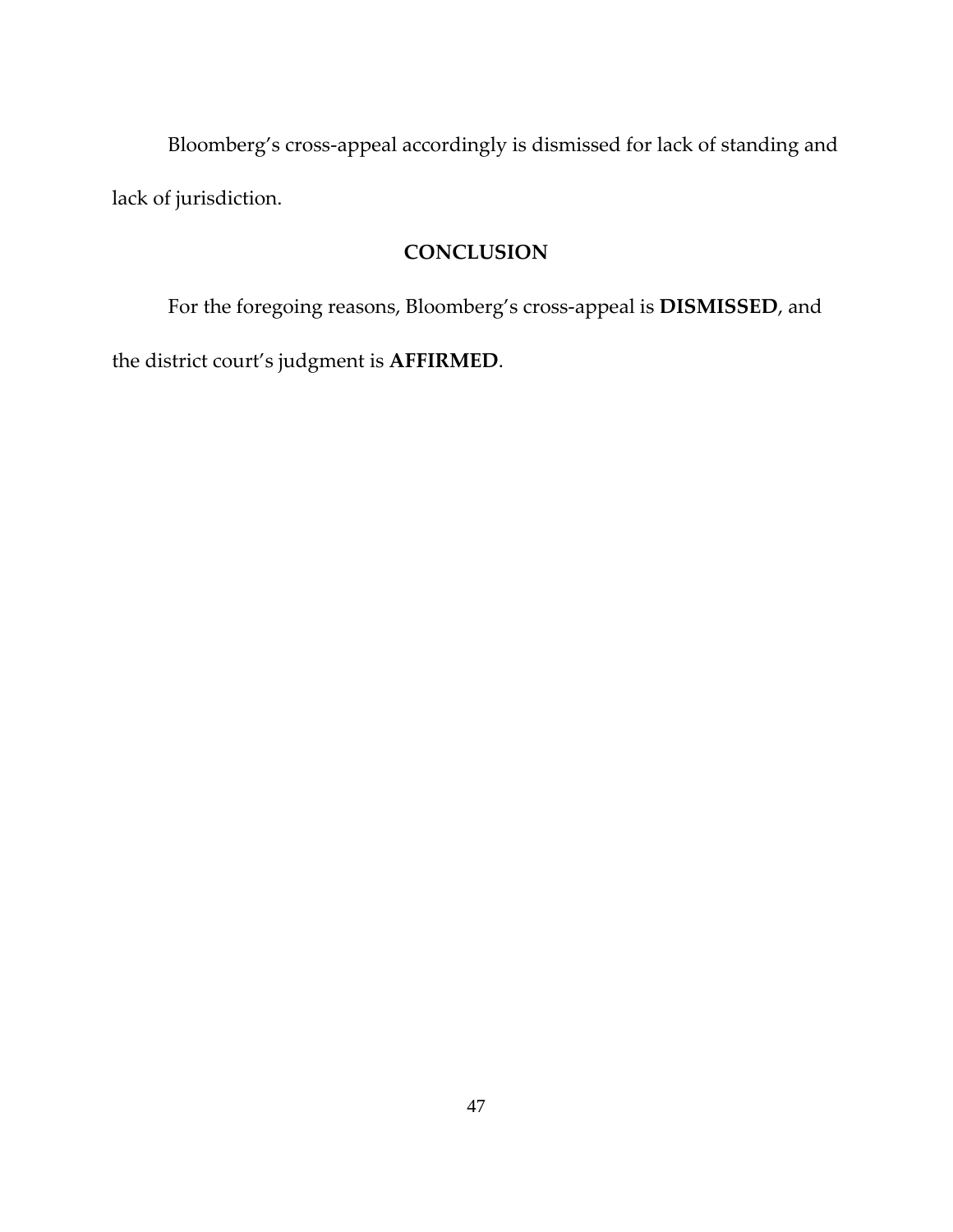Bloomberg's cross-appeal accordingly is dismissed for lack of standing and lack of jurisdiction.

## CONCLUSION

For the foregoing reasons, Bloomberg's cross-appeal is **DISMISSED**, and the district court's judgment is **AFFIRMED**.